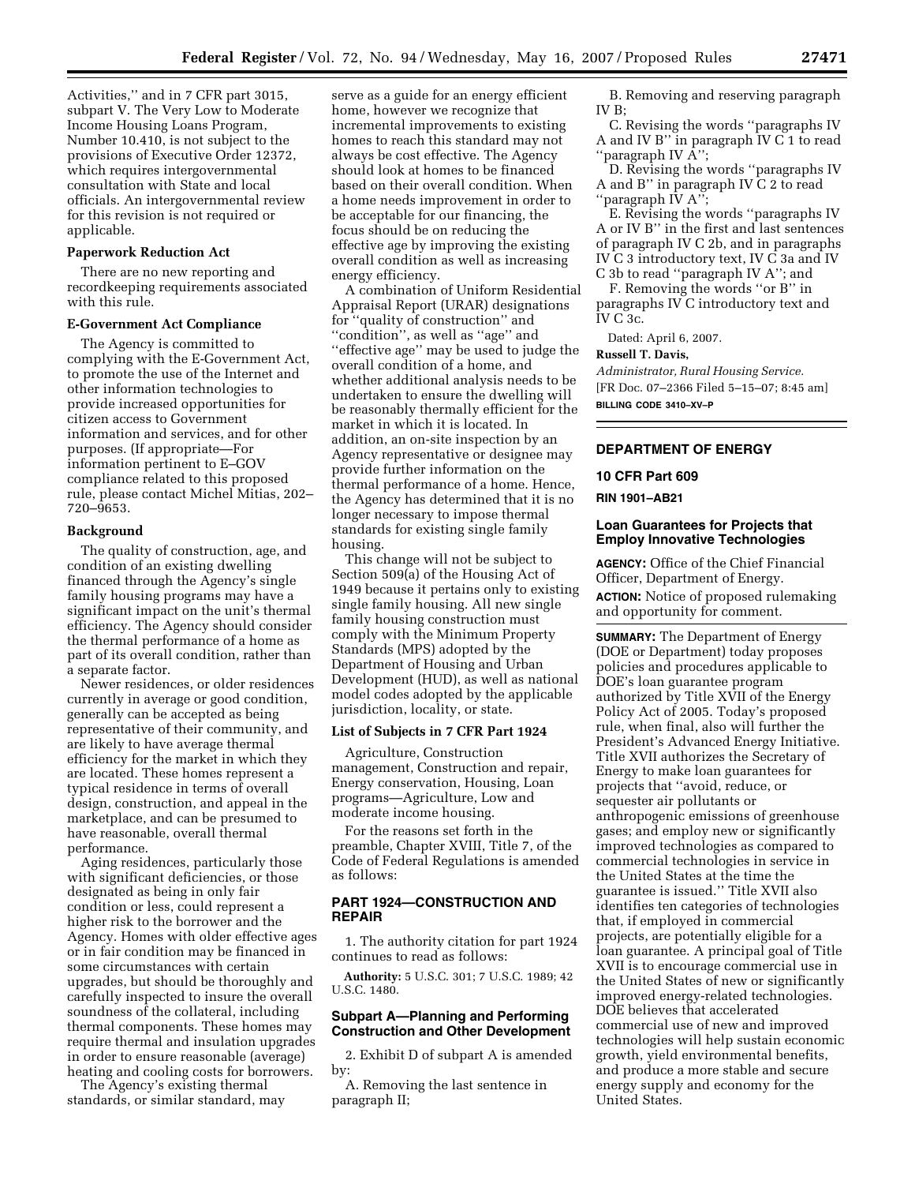Activities,'' and in 7 CFR part 3015, subpart V. The Very Low to Moderate Income Housing Loans Program, Number 10.410, is not subject to the provisions of Executive Order 12372, which requires intergovernmental consultation with State and local officials. An intergovernmental review for this revision is not required or applicable.

**Paperwork Reduction Act**

There are no new reporting and recordkeeping requirements associated with this rule.

**E-Government Act Compliance**

The Agency is committed to complying with the E-Government Act, to promote the use of the Internet and other information technologies to provide increased opportunities for citizen access to Government information and services, and for other purposes. (If appropriate—For information pertinent to E–GOV compliance related to this proposed rule, please contact Michel Mitias, 202–720–9653.

**Background**

The quality of construction, age, and condition of an existing dwelling financed through the Agency's single family housing programs may have a significant impact on the unit's thermal efficiency. The Agency should consider the thermal performance of a home as part of its overall condition, rather than a separate factor.

Newer residences, or older residences currently in average or good condition, generally can be accepted as being representative of their community, and are likely to have average thermal efficiency for the market in which they are located. These homes represent a typical residence in terms of overall design, construction, and appeal in the marketplace, and can be presumed to have reasonable, overall thermal performance.

Aging residences, particularly those with significant deficiencies, or those designated as being in only fair condition or less, could represent a higher risk to the borrower and the Agency. Homes with older effective ages or in fair condition may be financed in some circumstances with certain upgrades, but should be thoroughly and carefully inspected to insure the overall soundness of the collateral, including thermal components. These homes may require thermal and insulation upgrades in order to ensure reasonable (average) heating and cooling costs for borrowers.

The Agency's existing thermal standards, or similar standard, may serve as a guide for an energy efficient home, however we recognize that incremental improvements to existing homes to reach this standard may not always be cost effective. The Agency should look at homes to be financed based on their overall condition. When a home needs improvement in order to be acceptable for our financing, the focus should be on reducing the effective age by improving the existing overall condition as well as increasing energy efficiency.

A combination of Uniform Residential Appraisal Report (URAR) designations for ''quality of construction'' and ''condition'', as well as ''age'' and ''effective age'' may be used to judge the overall condition of a home, and whether additional analysis needs to be undertaken to ensure the dwelling will be reasonably thermally efficient for the market in which it is located. In addition, an on-site inspection by an Agency representative or designee may provide further information on the thermal performance of a home. Hence, the Agency has determined that it is no longer necessary to impose thermal standards for existing single family housing.

This change will not be subject to Section 509(a) of the Housing Act of 1949 because it pertains only to existing single family housing. All new single family housing construction must comply with the Minimum Property Standards (MPS) adopted by the Department of Housing and Urban Development (HUD), as well as national model codes adopted by the applicable jurisdiction, locality, or state.

**List of Subjects in 7 CFR Part 1924**

Agriculture, Construction management, Construction and repair, Energy conservation, Housing, Loan programs—Agriculture, Low and moderate income housing.

For the reasons set forth in the preamble, Chapter XVIII, Title 7, of the Code of Federal Regulations is amended as follows:

## PART 1924—CONSTRUCTION AND REPAIR

1. The authority citation for part 1924 continues to read as follows:

**Authority:** 5 U.S.C. 301; 7 U.S.C. 1989; 42 U.S.C. 1480.

### Subpart A—Planning and Performing Construction and Other Development

2. Exhibit D of subpart A is amended by:

A. Removing the last sentence in paragraph II;

B. Removing and reserving paragraph IV B;

C. Revising the words ''paragraphs IV A and IV B'' in paragraph IV C 1 to read ''paragraph IV A'';

D. Revising the words ''paragraphs IV A and B'' in paragraph IV C 2 to read ''paragraph IV A'';

E. Revising the words ''paragraphs IV A or IV B'' in the first and last sentences of paragraph IV C 2b, and in paragraphs IV C 3 introductory text, IV C 3a and IV C 3b to read ''paragraph IV A''; and

F. Removing the words ''or B'' in paragraphs IV C introductory text and IV C 3c.

Dated: April 6, 2007.

**Russell T. Davis,**

*Administrator, Rural Housing Service.*

[FR Doc. 07–2366 Filed 5–15–07; 8:45 am]

**BILLING CODE 3410–XV–P**

## DEPARTMENT OF ENERGY

### 10 CFR Part 609

**RIN 1901–AB21**

### Loan Guarantees for Projects that Employ Innovative Technologies

**AGENCY:** Office of the Chief Financial Officer, Department of Energy.

**ACTION:** Notice of proposed rulemaking and opportunity for comment.

**SUMMARY:** The Department of Energy (DOE or Department) today proposes policies and procedures applicable to DOE's loan guarantee program authorized by Title XVII of the Energy Policy Act of 2005. Today's proposed rule, when final, also will further the President's Advanced Energy Initiative. Title XVII authorizes the Secretary of Energy to make loan guarantees for projects that ''avoid, reduce, or sequester air pollutants or anthropogenic emissions of greenhouse gases; and employ new or significantly improved technologies as compared to commercial technologies in service in the United States at the time the guarantee is issued.'' Title XVII also identifies ten categories of technologies that, if employed in commercial projects, are potentially eligible for a loan guarantee. A principal goal of Title XVII is to encourage commercial use in the United States of new or significantly improved energy-related technologies. DOE believes that accelerated commercial use of new and improved technologies will help sustain economic growth, yield environmental benefits, and produce a more stable and secure energy supply and economy for the United States.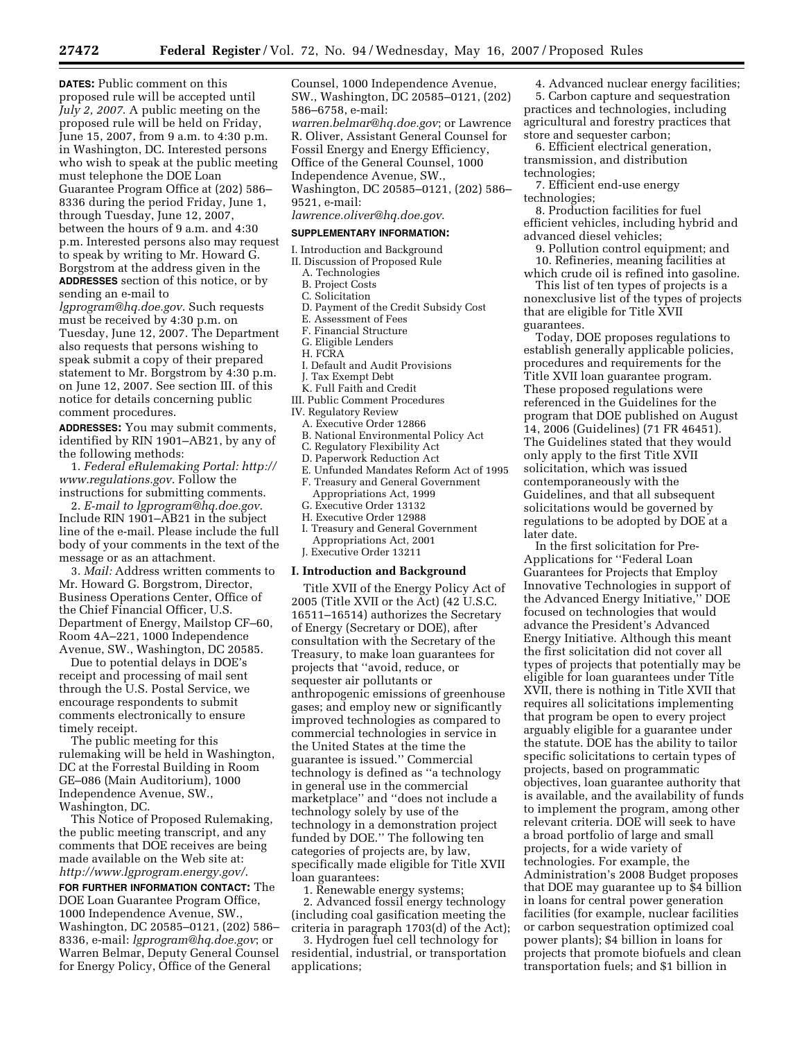**DATES:** Public comment on this proposed rule will be accepted until *July 2, 2007*. A public meeting on the proposed rule will be held on Friday, June 15, 2007, from 9 a.m. to 4:30 p.m. in Washington, DC. Interested persons who wish to speak at the public meeting must telephone the DOE Loan Guarantee Program Office at (202) 586–8336 during the period Friday, June 1, through Tuesday, June 12, 2007, between the hours of 9 a.m. and 4:30 p.m. Interested persons also may request to speak by writing to Mr. Howard G. Borgstrom at the address given in the **ADDRESSES** section of this notice, or by sending an e-mail to *lgprogram@hq.doe.gov*. Such requests must be received by 4:30 p.m. on Tuesday, June 12, 2007. The Department also requests that persons wishing to speak submit a copy of their prepared statement to Mr. Borgstrom by 4:30 p.m. on June 12, 2007. See section III. of this notice for details concerning public comment procedures.

**ADDRESSES:** You may submit comments, identified by RIN 1901–AB21, by any of the following methods:

1. *Federal eRulemaking Portal: http://www.regulations.gov*. Follow the instructions for submitting comments.

2. *E-mail to lgprogram@hq.doe.gov*. Include RIN 1901–AB21 in the subject line of the e-mail. Please include the full body of your comments in the text of the message or as an attachment.

3. *Mail:* Address written comments to Mr. Howard G. Borgstrom, Director, Business Operations Center, Office of the Chief Financial Officer, U.S. Department of Energy, Mailstop CF–60, Room 4A–221, 1000 Independence Avenue, SW., Washington, DC 20585.

Due to potential delays in DOE's receipt and processing of mail sent through the U.S. Postal Service, we encourage respondents to submit comments electronically to ensure timely receipt.

The public meeting for this rulemaking will be held in Washington, DC at the Forrestal Building in Room GE–086 (Main Auditorium), 1000 Independence Avenue, SW., Washington, DC.

This Notice of Proposed Rulemaking, the public meeting transcript, and any comments that DOE receives are being made available on the Web site at: *http://www.lgprogram.energy.gov/*.

**FOR FURTHER INFORMATION CONTACT:** The DOE Loan Guarantee Program Office, 1000 Independence Avenue, SW., Washington, DC 20585–0121, (202) 586–8336, e-mail: *lgprogram@hq.doe.gov*; or Warren Belmar, Deputy General Counsel for Energy Policy, Office of the General Counsel, 1000 Independence Avenue, SW., Washington, DC 20585–0121, (202) 586–6758, e-mail: *warren.belmar@hq.doe.gov*; or Lawrence R. Oliver, Assistant General Counsel for Fossil Energy and Energy Efficiency, Office of the General Counsel, 1000 Independence Avenue, SW., Washington, DC 20585–0121, (202) 586–9521, e-mail: *lawrence.oliver@hq.doe.gov*.

**SUPPLEMENTARY INFORMATION:**

I. Introduction and Background
II. Discussion of Proposed Rule
  A. Technologies
  B. Project Costs
  C. Solicitation
  D. Payment of the Credit Subsidy Cost
  E. Assessment of Fees
  F. Financial Structure
  G. Eligible Lenders
  H. FCRA
  I. Default and Audit Provisions
  J. Tax Exempt Debt
  K. Full Faith and Credit
III. Public Comment Procedures
IV. Regulatory Review
  A. Executive Order 12866
  B. National Environmental Policy Act
  C. Regulatory Flexibility Act
  D. Paperwork Reduction Act
  E. Unfunded Mandates Reform Act of 1995
  F. Treasury and General Government Appropriations Act, 1999
  G. Executive Order 13132
  H. Executive Order 12988
  I. Treasury and General Government Appropriations Act, 2001
  J. Executive Order 13211

## I. Introduction and Background

Title XVII of the Energy Policy Act of 2005 (Title XVII or the Act) (42 U.S.C. 16511–16514) authorizes the Secretary of Energy (Secretary or DOE), after consultation with the Secretary of the Treasury, to make loan guarantees for projects that "avoid, reduce, or sequester air pollutants or anthropogenic emissions of greenhouse gases; and employ new or significantly improved technologies as compared to commercial technologies in service in the United States at the time the guarantee is issued." Commercial technology is defined as "a technology in general use in the commercial marketplace" and "does not include a technology solely by use of the technology in a demonstration project funded by DOE." The following ten categories of projects are, by law, specifically made eligible for Title XVII loan guarantees:

1. Renewable energy systems;
2. Advanced fossil energy technology (including coal gasification meeting the criteria in paragraph 1703(d) of the Act);
3. Hydrogen fuel cell technology for residential, industrial, or transportation applications;
4. Advanced nuclear energy facilities;
5. Carbon capture and sequestration practices and technologies, including agricultural and forestry practices that store and sequester carbon;
6. Efficient electrical generation, transmission, and distribution technologies;
7. Efficient end-use energy technologies;
8. Production facilities for fuel efficient vehicles, including hybrid and advanced diesel vehicles;
9. Pollution control equipment; and
10. Refineries, meaning facilities at which crude oil is refined into gasoline.

This list of ten types of projects is a nonexclusive list of the types of projects that are eligible for Title XVII guarantees.

Today, DOE proposes regulations to establish generally applicable policies, procedures and requirements for the Title XVII loan guarantee program. These proposed regulations were referenced in the Guidelines for the program that DOE published on August 14, 2006 (Guidelines) (71 FR 46451). The Guidelines stated that they would only apply to the first Title XVII solicitation, which was issued contemporaneously with the Guidelines, and that all subsequent solicitations would be governed by regulations to be adopted by DOE at a later date.

In the first solicitation for Pre-Applications for "Federal Loan Guarantees for Projects that Employ Innovative Technologies in support of the Advanced Energy Initiative," DOE focused on technologies that would advance the President's Advanced Energy Initiative. Although this meant the first solicitation did not cover all types of projects that potentially may be eligible for loan guarantees under Title XVII, there is nothing in Title XVII that requires all solicitations implementing that program be open to every project arguably eligible for a guarantee under the statute. DOE has the ability to tailor specific solicitations to certain types of projects, based on programmatic objectives, loan guarantee authority that is available, and the availability of funds to implement the program, among other relevant criteria. DOE will seek to have a broad portfolio of large and small projects, for a wide variety of technologies. For example, the Administration's 2008 Budget proposes that DOE may guarantee up to $4 billion in loans for central power generation facilities (for example, nuclear facilities or carbon sequestration optimized coal power plants); $4 billion in loans for projects that promote biofuels and clean transportation fuels; and $1 billion in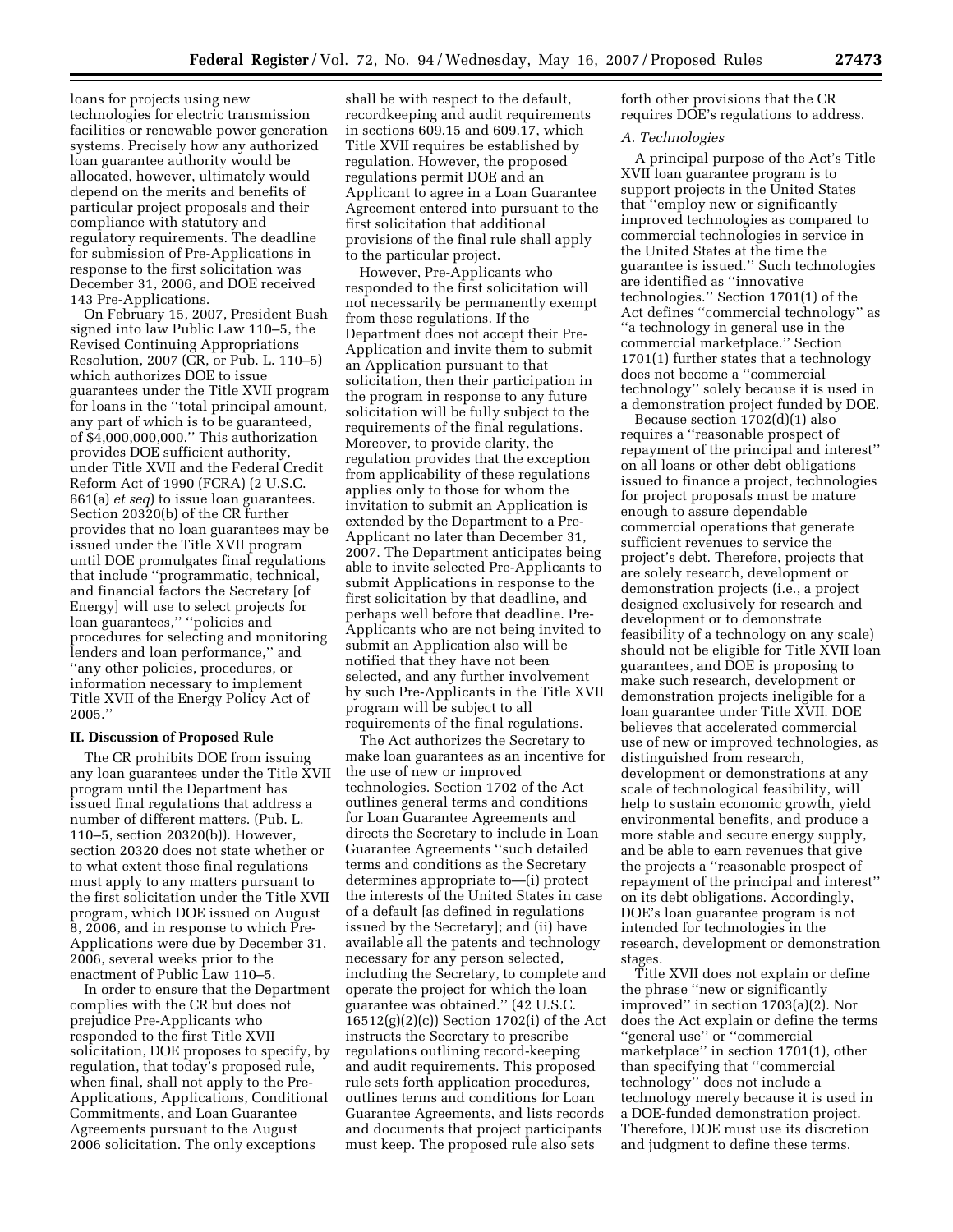loans for projects using new technologies for electric transmission facilities or renewable power generation systems. Precisely how any authorized loan guarantee authority would be allocated, however, ultimately would depend on the merits and benefits of particular project proposals and their compliance with statutory and regulatory requirements. The deadline for submission of Pre-Applications in response to the first solicitation was December 31, 2006, and DOE received 143 Pre-Applications.

On February 15, 2007, President Bush signed into law Public Law 110–5, the Revised Continuing Appropriations Resolution, 2007 (CR, or Pub. L. 110–5) which authorizes DOE to issue guarantees under the Title XVII program for loans in the ''total principal amount, any part of which is to be guaranteed, of $4,000,000,000.'' This authorization provides DOE sufficient authority, under Title XVII and the Federal Credit Reform Act of 1990 (FCRA) (2 U.S.C. 661(a) *et seq*) to issue loan guarantees. Section 20320(b) of the CR further provides that no loan guarantees may be issued under the Title XVII program until DOE promulgates final regulations that include ''programmatic, technical, and financial factors the Secretary [of Energy] will use to select projects for loan guarantees,'' ''policies and procedures for selecting and monitoring lenders and loan performance,'' and ''any other policies, procedures, or information necessary to implement Title XVII of the Energy Policy Act of 2005.''

## II. Discussion of Proposed Rule

The CR prohibits DOE from issuing any loan guarantees under the Title XVII program until the Department has issued final regulations that address a number of different matters. (Pub. L. 110–5, section 20320(b)). However, section 20320 does not state whether or to what extent those final regulations must apply to any matters pursuant to the first solicitation under the Title XVII program, which DOE issued on August 8, 2006, and in response to which Pre-Applications were due by December 31, 2006, several weeks prior to the enactment of Public Law 110–5.

In order to ensure that the Department complies with the CR but does not prejudice Pre-Applicants who responded to the first Title XVII solicitation, DOE proposes to specify, by regulation, that today's proposed rule, when final, shall not apply to the Pre-Applications, Applications, Conditional Commitments, and Loan Guarantee Agreements pursuant to the August 2006 solicitation. The only exceptions shall be with respect to the default, recordkeeping and audit requirements in sections 609.15 and 609.17, which Title XVII requires be established by regulation. However, the proposed regulations permit DOE and an Applicant to agree in a Loan Guarantee Agreement entered into pursuant to the first solicitation that additional provisions of the final rule shall apply to the particular project.

However, Pre-Applicants who responded to the first solicitation will not necessarily be permanently exempt from these regulations. If the Department does not accept their Pre-Application and invite them to submit an Application pursuant to that solicitation, then their participation in the program in response to any future solicitation will be fully subject to the requirements of the final regulations. Moreover, to provide clarity, the regulation provides that the exception from applicability of these regulations applies only to those for whom the invitation to submit an Application is extended by the Department to a Pre-Applicant no later than December 31, 2007. The Department anticipates being able to invite selected Pre-Applicants to submit Applications in response to the first solicitation by that deadline, and perhaps well before that deadline. Pre-Applicants who are not being invited to submit an Application also will be notified that they have not been selected, and any further involvement by such Pre-Applicants in the Title XVII program will be subject to all requirements of the final regulations.

The Act authorizes the Secretary to make loan guarantees as an incentive for the use of new or improved technologies. Section 1702 of the Act outlines general terms and conditions for Loan Guarantee Agreements and directs the Secretary to include in Loan Guarantee Agreements ''such detailed terms and conditions as the Secretary determines appropriate to—(i) protect the interests of the United States in case of a default [as defined in regulations issued by the Secretary]; and (ii) have available all the patents and technology necessary for any person selected, including the Secretary, to complete and operate the project for which the loan guarantee was obtained.'' (42 U.S.C. 16512(g)(2)(c)) Section 1702(i) of the Act instructs the Secretary to prescribe regulations outlining record-keeping and audit requirements. This proposed rule sets forth application procedures, outlines terms and conditions for Loan Guarantee Agreements, and lists records and documents that project participants must keep. The proposed rule also sets forth other provisions that the CR requires DOE's regulations to address.

### A. Technologies

A principal purpose of the Act's Title XVII loan guarantee program is to support projects in the United States that ''employ new or significantly improved technologies as compared to commercial technologies in service in the United States at the time the guarantee is issued.'' Such technologies are identified as ''innovative technologies.'' Section 1701(1) of the Act defines ''commercial technology'' as ''a technology in general use in the commercial marketplace.'' Section 1701(1) further states that a technology does not become a ''commercial technology'' solely because it is used in a demonstration project funded by DOE.

Because section 1702(d)(1) also requires a ''reasonable prospect of repayment of the principal and interest'' on all loans or other debt obligations issued to finance a project, technologies for project proposals must be mature enough to assure dependable commercial operations that generate sufficient revenues to service the project's debt. Therefore, projects that are solely research, development or demonstration projects (i.e., a project designed exclusively for research and development or to demonstrate feasibility of a technology on any scale) should not be eligible for Title XVII loan guarantees, and DOE is proposing to make such research, development or demonstration projects ineligible for a loan guarantee under Title XVII. DOE believes that accelerated commercial use of new or improved technologies, as distinguished from research, development or demonstrations at any scale of technological feasibility, will help to sustain economic growth, yield environmental benefits, and produce a more stable and secure energy supply, and be able to earn revenues that give the projects a ''reasonable prospect of repayment of the principal and interest'' on its debt obligations. Accordingly, DOE's loan guarantee program is not intended for technologies in the research, development or demonstration stages.

Title XVII does not explain or define the phrase ''new or significantly improved'' in section 1703(a)(2). Nor does the Act explain or define the terms ''general use'' or ''commercial marketplace'' in section 1701(1), other than specifying that ''commercial technology'' does not include a technology merely because it is used in a DOE-funded demonstration project. Therefore, DOE must use its discretion and judgment to define these terms.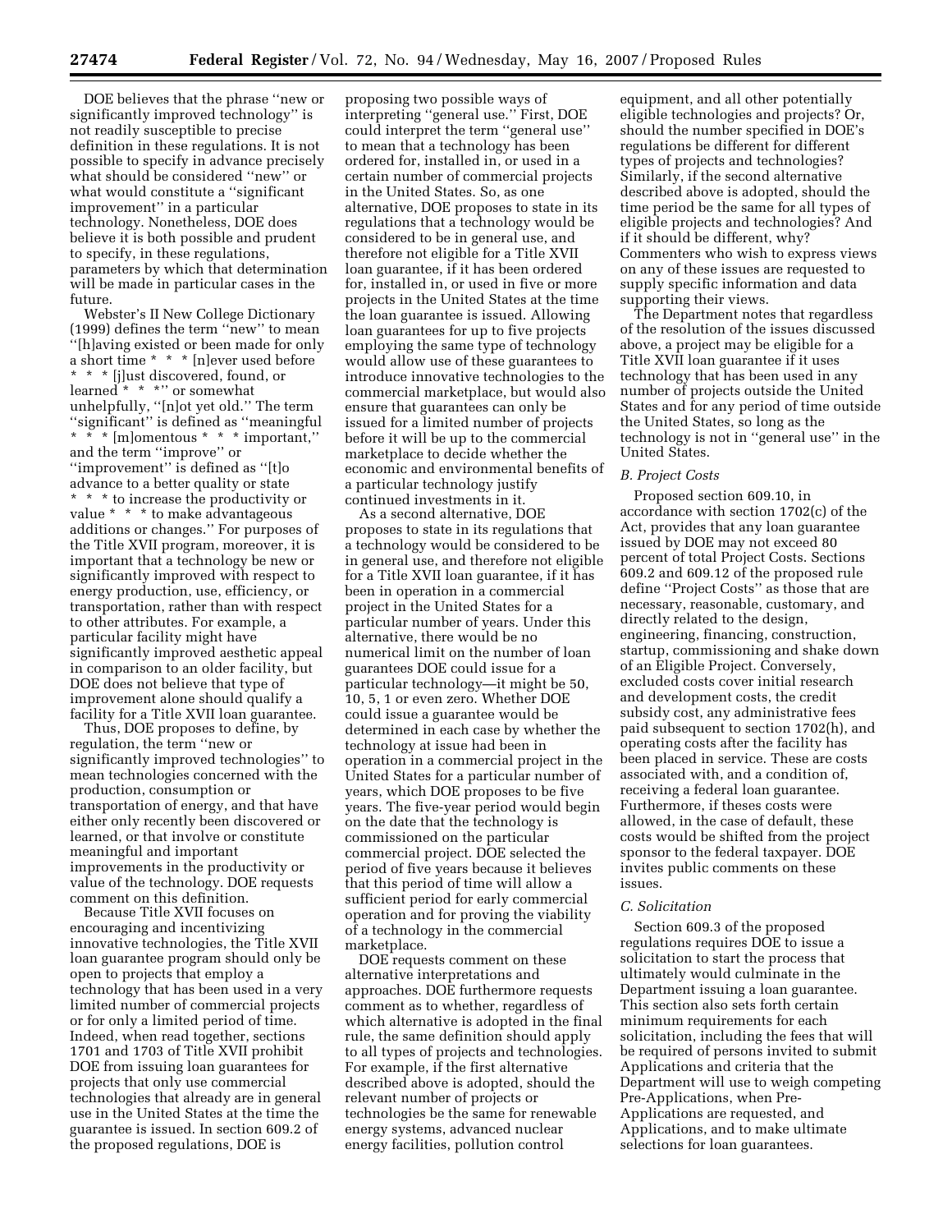DOE believes that the phrase ''new or significantly improved technology'' is not readily susceptible to precise definition in these regulations. It is not possible to specify in advance precisely what should be considered ''new'' or what would constitute a ''significant improvement'' in a particular technology. Nonetheless, DOE does believe it is both possible and prudent to specify, in these regulations, parameters by which that determination will be made in particular cases in the future.

Webster's II New College Dictionary (1999) defines the term ''new'' to mean ''[h]aving existed or been made for only a short time * * * [n]ever used before * * * [j]ust discovered, found, or learned * * *'' or somewhat unhelpfully, ''[n]ot yet old.'' The term ''significant'' is defined as ''meaningful * * * [m]omentous * * * important,'' and the term ''improve'' or ''improvement'' is defined as ''[t]o advance to a better quality or state * * * to increase the productivity or value * * * to make advantageous additions or changes.'' For purposes of the Title XVII program, moreover, it is important that a technology be new or significantly improved with respect to energy production, use, efficiency, or transportation, rather than with respect to other attributes. For example, a particular facility might have significantly improved aesthetic appeal in comparison to an older facility, but DOE does not believe that type of improvement alone should qualify a facility for a Title XVII loan guarantee.

Thus, DOE proposes to define, by regulation, the term ''new or significantly improved technologies'' to mean technologies concerned with the production, consumption or transportation of energy, and that have either only recently been discovered or learned, or that involve or constitute meaningful and important improvements in the productivity or value of the technology. DOE requests comment on this definition.

Because Title XVII focuses on encouraging and incentivizing innovative technologies, the Title XVII loan guarantee program should only be open to projects that employ a technology that has been used in a very limited number of commercial projects or for only a limited period of time. Indeed, when read together, sections 1701 and 1703 of Title XVII prohibit DOE from issuing loan guarantees for projects that only use commercial technologies that already are in general use in the United States at the time the guarantee is issued. In section 609.2 of the proposed regulations, DOE is proposing two possible ways of interpreting ''general use.'' First, DOE could interpret the term ''general use'' to mean that a technology has been ordered for, installed in, or used in a certain number of commercial projects in the United States. So, as one alternative, DOE proposes to state in its regulations that a technology would be considered to be in general use, and therefore not eligible for a Title XVII loan guarantee, if it has been ordered for, installed in, or used in five or more projects in the United States at the time the loan guarantee is issued. Allowing loan guarantees for up to five projects employing the same type of technology would allow use of these guarantees to introduce innovative technologies to the commercial marketplace, but would also ensure that guarantees can only be issued for a limited number of projects before it will be up to the commercial marketplace to decide whether the economic and environmental benefits of a particular technology justify continued investments in it.

As a second alternative, DOE proposes to state in its regulations that a technology would be considered to be in general use, and therefore not eligible for a Title XVII loan guarantee, if it has been in operation in a commercial project in the United States for a particular number of years. Under this alternative, there would be no numerical limit on the number of loan guarantees DOE could issue for a particular technology—it might be 50, 10, 5, 1 or even zero. Whether DOE could issue a guarantee would be determined in each case by whether the technology at issue had been in operation in a commercial project in the United States for a particular number of years, which DOE proposes to be five years. The five-year period would begin on the date that the technology is commissioned on the particular commercial project. DOE selected the period of five years because it believes that this period of time will allow a sufficient period for early commercial operation and for proving the viability of a technology in the commercial marketplace.

DOE requests comment on these alternative interpretations and approaches. DOE furthermore requests comment as to whether, regardless of which alternative is adopted in the final rule, the same definition should apply to all types of projects and technologies. For example, if the first alternative described above is adopted, should the relevant number of projects or technologies be the same for renewable energy systems, advanced nuclear energy facilities, pollution control equipment, and all other potentially eligible technologies and projects? Or, should the number specified in DOE's regulations be different for different types of projects and technologies? Similarly, if the second alternative described above is adopted, should the time period be the same for all types of eligible projects and technologies? And if it should be different, why? Commenters who wish to express views on any of these issues are requested to supply specific information and data supporting their views.

The Department notes that regardless of the resolution of the issues discussed above, a project may be eligible for a Title XVII loan guarantee if it uses technology that has been used in any number of projects outside the United States and for any period of time outside the United States, so long as the technology is not in ''general use'' in the United States.

### *B. Project Costs*

Proposed section 609.10, in accordance with section 1702(c) of the Act, provides that any loan guarantee issued by DOE may not exceed 80 percent of total Project Costs. Sections 609.2 and 609.12 of the proposed rule define ''Project Costs'' as those that are necessary, reasonable, customary, and directly related to the design, engineering, financing, construction, startup, commissioning and shake down of an Eligible Project. Conversely, excluded costs cover initial research and development costs, the credit subsidy cost, any administrative fees paid subsequent to section 1702(h), and operating costs after the facility has been placed in service. These are costs associated with, and a condition of, receiving a federal loan guarantee. Furthermore, if theses costs were allowed, in the case of default, these costs would be shifted from the project sponsor to the federal taxpayer. DOE invites public comments on these issues.

### *C. Solicitation*

Section 609.3 of the proposed regulations requires DOE to issue a solicitation to start the process that ultimately would culminate in the Department issuing a loan guarantee. This section also sets forth certain minimum requirements for each solicitation, including the fees that will be required of persons invited to submit Applications and criteria that the Department will use to weigh competing Pre-Applications, when Pre-Applications are requested, and Applications, and to make ultimate selections for loan guarantees.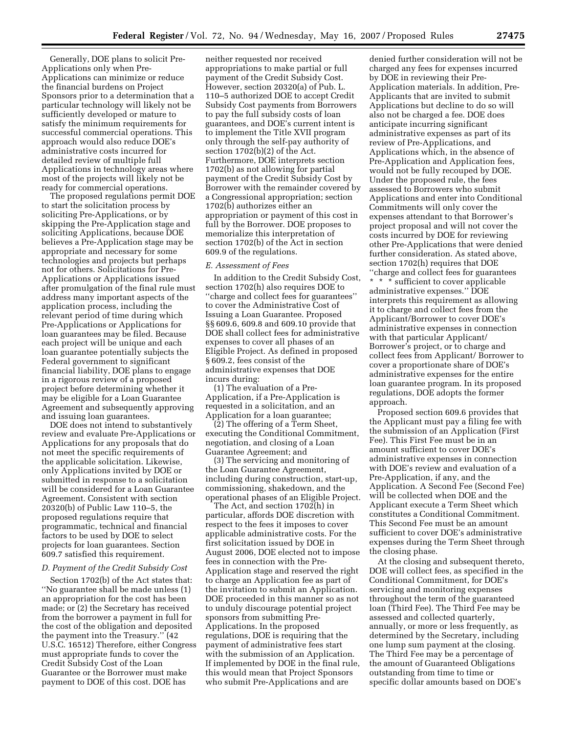Generally, DOE plans to solicit Pre-Applications only when Pre-Applications can minimize or reduce the financial burdens on Project Sponsors prior to a determination that a particular technology will likely not be sufficiently developed or mature to satisfy the minimum requirements for successful commercial operations. This approach would also reduce DOE's administrative costs incurred for detailed review of multiple full Applications in technology areas where most of the projects will likely not be ready for commercial operations.

The proposed regulations permit DOE to start the solicitation process by soliciting Pre-Applications, or by skipping the Pre-Application stage and soliciting Applications, because DOE believes a Pre-Application stage may be appropriate and necessary for some technologies and projects but perhaps not for others. Solicitations for Pre-Applications or Applications issued after promulgation of the final rule must address many important aspects of the application process, including the relevant period of time during which Pre-Applications or Applications for loan guarantees may be filed. Because each project will be unique and each loan guarantee potentially subjects the Federal government to significant financial liability, DOE plans to engage in a rigorous review of a proposed project before determining whether it may be eligible for a Loan Guarantee Agreement and subsequently approving and issuing loan guarantees.

DOE does not intend to substantively review and evaluate Pre-Applications or Applications for any proposals that do not meet the specific requirements of the applicable solicitation. Likewise, only Applications invited by DOE or submitted in response to a solicitation will be considered for a Loan Guarantee Agreement. Consistent with section 20320(b) of Public Law 110–5, the proposed regulations require that programmatic, technical and financial factors to be used by DOE to select projects for loan guarantees. Section 609.7 satisfied this requirement.

### *D. Payment of the Credit Subsidy Cost*

Section 1702(b) of the Act states that: ''No guarantee shall be made unless (1) an appropriation for the cost has been made; or (2) the Secretary has received from the borrower a payment in full for the cost of the obligation and deposited the payment into the Treasury.'' (42 U.S.C. 16512) Therefore, either Congress must appropriate funds to cover the Credit Subsidy Cost of the Loan Guarantee or the Borrower must make payment to DOE of this cost. DOE has neither requested nor received appropriations to make partial or full payment of the Credit Subsidy Cost. However, section 20320(a) of Pub. L. 110–5 authorized DOE to accept Credit Subsidy Cost payments from Borrowers to pay the full subsidy costs of loan guarantees, and DOE's current intent is to implement the Title XVII program only through the self-pay authority of section 1702(b)(2) of the Act. Furthermore, DOE interprets section 1702(b) as not allowing for partial payment of the Credit Subsidy Cost by Borrower with the remainder covered by a Congressional appropriation; section 1702(b) authorizes either an appropriation or payment of this cost in full by the Borrower. DOE proposes to memorialize this interpretation of section 1702(b) of the Act in section 609.9 of the regulations.

### *E. Assessment of Fees*

In addition to the Credit Subsidy Cost, section 1702(h) also requires DOE to ''charge and collect fees for guarantees'' to cover the Administrative Cost of Issuing a Loan Guarantee. Proposed §§ 609.6, 609.8 and 609.10 provide that DOE shall collect fees for administrative expenses to cover all phases of an Eligible Project. As defined in proposed § 609.2, fees consist of the administrative expenses that DOE incurs during:

(1) The evaluation of a Pre-Application, if a Pre-Application is requested in a solicitation, and an Application for a loan guarantee;

(2) The offering of a Term Sheet, executing the Conditional Commitment, negotiation, and closing of a Loan Guarantee Agreement; and

(3) The servicing and monitoring of the Loan Guarantee Agreement, including during construction, start-up, commissioning, shakedown, and the operational phases of an Eligible Project.

The Act, and section 1702(h) in particular, affords DOE discretion with respect to the fees it imposes to cover applicable administrative costs. For the first solicitation issued by DOE in August 2006, DOE elected not to impose fees in connection with the Pre-Application stage and reserved the right to charge an Application fee as part of the invitation to submit an Application. DOE proceeded in this manner so as not to unduly discourage potential project sponsors from submitting Pre-Applications. In the proposed regulations, DOE is requiring that the payment of administrative fees start with the submission of an Application. If implemented by DOE in the final rule, this would mean that Project Sponsors who submit Pre-Applications and are denied further consideration will not be charged any fees for expenses incurred by DOE in reviewing their Pre-Application materials. In addition, Pre-Applicants that are invited to submit Applications but decline to do so will also not be charged a fee. DOE does anticipate incurring significant administrative expenses as part of its review of Pre-Applications, and Applications which, in the absence of Pre-Application and Application fees, would not be fully recouped by DOE. Under the proposed rule, the fees assessed to Borrowers who submit Applications and enter into Conditional Commitments will only cover the expenses attendant to that Borrower's project proposal and will not cover the costs incurred by DOE for reviewing other Pre-Applications that were denied further consideration. As stated above, section 1702(h) requires that DOE ''charge and collect fees for guarantees * * * sufficient to cover applicable administrative expenses.'' DOE interprets this requirement as allowing it to charge and collect fees from the Applicant/Borrower to cover DOE's administrative expenses in connection with that particular Applicant/ Borrower's project, or to charge and collect fees from Applicant/ Borrower to cover a proportionate share of DOE's administrative expenses for the entire loan guarantee program. In its proposed regulations, DOE adopts the former approach.

Proposed section 609.6 provides that the Applicant must pay a filing fee with the submission of an Application (First Fee). This First Fee must be in an amount sufficient to cover DOE's administrative expenses in connection with DOE's review and evaluation of a Pre-Application, if any, and the Application. A Second Fee (Second Fee) will be collected when DOE and the Applicant execute a Term Sheet which constitutes a Conditional Commitment. This Second Fee must be an amount sufficient to cover DOE's administrative expenses during the Term Sheet through the closing phase.

At the closing and subsequent thereto, DOE will collect fees, as specified in the Conditional Commitment, for DOE's servicing and monitoring expenses throughout the term of the guaranteed loan (Third Fee). The Third Fee may be assessed and collected quarterly, annually, or more or less frequently, as determined by the Secretary, including one lump sum payment at the closing. The Third Fee may be a percentage of the amount of Guaranteed Obligations outstanding from time to time or specific dollar amounts based on DOE's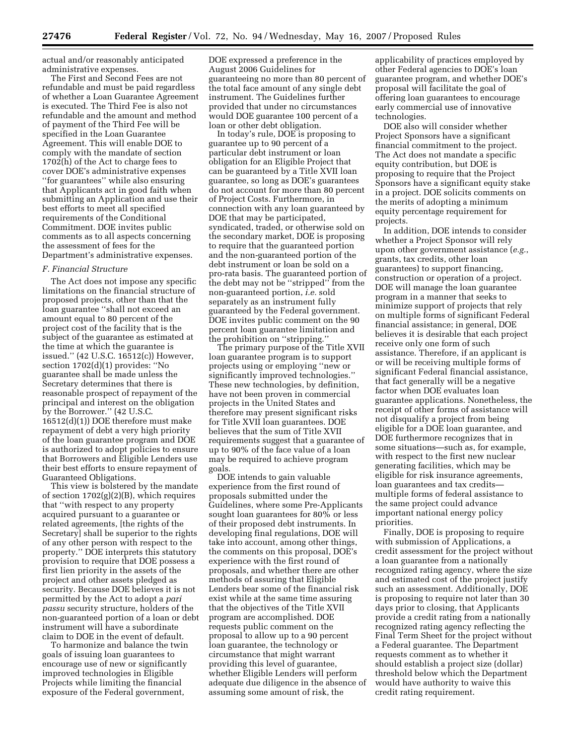actual and/or reasonably anticipated administrative expenses.

The First and Second Fees are not refundable and must be paid regardless of whether a Loan Guarantee Agreement is executed. The Third Fee is also not refundable and the amount and method of payment of the Third Fee will be specified in the Loan Guarantee Agreement. This will enable DOE to comply with the mandate of section 1702(h) of the Act to charge fees to cover DOE's administrative expenses ''for guarantees'' while also ensuring that Applicants act in good faith when submitting an Application and use their best efforts to meet all specified requirements of the Conditional Commitment. DOE invites public comments as to all aspects concerning the assessment of fees for the Department's administrative expenses.

### *F. Financial Structure*

The Act does not impose any specific limitations on the financial structure of proposed projects, other than that the loan guarantee ''shall not exceed an amount equal to 80 percent of the project cost of the facility that is the subject of the guarantee as estimated at the time at which the guarantee is issued.'' (42 U.S.C. 16512(c)) However, section 1702(d)(1) provides: ''No guarantee shall be made unless the Secretary determines that there is reasonable prospect of repayment of the principal and interest on the obligation by the Borrower.'' (42 U.S.C. 16512(d)(1)) DOE therefore must make repayment of debt a very high priority of the loan guarantee program and DOE is authorized to adopt policies to ensure that Borrowers and Eligible Lenders use their best efforts to ensure repayment of Guaranteed Obligations.

This view is bolstered by the mandate of section 1702(g)(2)(B), which requires that ''with respect to any property acquired pursuant to a guarantee or related agreements, [the rights of the Secretary] shall be superior to the rights of any other person with respect to the property.'' DOE interprets this statutory provision to require that DOE possess a first lien priority in the assets of the project and other assets pledged as security. Because DOE believes it is not permitted by the Act to adopt a *pari passu* security structure, holders of the non-guaranteed portion of a loan or debt instrument will have a subordinate claim to DOE in the event of default.

To harmonize and balance the twin goals of issuing loan guarantees to encourage use of new or significantly improved technologies in Eligible Projects while limiting the financial exposure of the Federal government, DOE expressed a preference in the August 2006 Guidelines for guaranteeing no more than 80 percent of the total face amount of any single debt instrument. The Guidelines further provided that under no circumstances would DOE guarantee 100 percent of a loan or other debt obligation.

In today's rule, DOE is proposing to guarantee up to 90 percent of a particular debt instrument or loan obligation for an Eligible Project that can be guaranteed by a Title XVII loan guarantee, so long as DOE's guarantees do not account for more than 80 percent of Project Costs. Furthermore, in connection with any loan guaranteed by DOE that may be participated, syndicated, traded, or otherwise sold on the secondary market, DOE is proposing to require that the guaranteed portion and the non-guaranteed portion of the debt instrument or loan be sold on a pro-rata basis. The guaranteed portion of the debt may not be ''stripped'' from the non-guaranteed portion, *i.e.* sold separately as an instrument fully guaranteed by the Federal government. DOE invites public comment on the 90 percent loan guarantee limitation and the prohibition on ''stripping.''

The primary purpose of the Title XVII loan guarantee program is to support projects using or employing ''new or significantly improved technologies.'' These new technologies, by definition, have not been proven in commercial projects in the United States and therefore may present significant risks for Title XVII loan guarantees. DOE believes that the sum of Title XVII requirements suggest that a guarantee of up to 90% of the face value of a loan may be required to achieve program goals.

DOE intends to gain valuable experience from the first round of proposals submitted under the Guidelines, where some Pre-Applicants sought loan guarantees for 80% or less of their proposed debt instruments. In developing final regulations, DOE will take into account, among other things, the comments on this proposal, DOE's experience with the first round of proposals, and whether there are other methods of assuring that Eligible Lenders bear some of the financial risk exist while at the same time assuring that the objectives of the Title XVII program are accomplished. DOE requests public comment on the proposal to allow up to a 90 percent loan guarantee, the technology or circumstance that might warrant providing this level of guarantee, whether Eligible Lenders will perform adequate due diligence in the absence of assuming some amount of risk, the applicability of practices employed by other Federal agencies to DOE's loan guarantee program, and whether DOE's proposal will facilitate the goal of offering loan guarantees to encourage early commercial use of innovative technologies.

DOE also will consider whether Project Sponsors have a significant financial commitment to the project. The Act does not mandate a specific equity contribution, but DOE is proposing to require that the Project Sponsors have a significant equity stake in a project. DOE solicits comments on the merits of adopting a minimum equity percentage requirement for projects.

In addition, DOE intends to consider whether a Project Sponsor will rely upon other government assistance (*e.g.*, grants, tax credits, other loan guarantees) to support financing, construction or operation of a project. DOE will manage the loan guarantee program in a manner that seeks to minimize support of projects that rely on multiple forms of significant Federal financial assistance; in general, DOE believes it is desirable that each project receive only one form of such assistance. Therefore, if an applicant is or will be receiving multiple forms of significant Federal financial assistance, that fact generally will be a negative factor when DOE evaluates loan guarantee applications. Nonetheless, the receipt of other forms of assistance will not disqualify a project from being eligible for a DOE loan guarantee, and DOE furthermore recognizes that in some situations—such as, for example, with respect to the first new nuclear generating facilities, which may be eligible for risk insurance agreements, loan guarantees and tax credits—multiple forms of federal assistance to the same project could advance important national energy policy priorities.

Finally, DOE is proposing to require with submission of Applications, a credit assessment for the project without a loan guarantee from a nationally recognized rating agency, where the size and estimated cost of the project justify such an assessment. Additionally, DOE is proposing to require not later than 30 days prior to closing, that Applicants provide a credit rating from a nationally recognized rating agency reflecting the Final Term Sheet for the project without a Federal guarantee. The Department requests comment as to whether it should establish a project size (dollar) threshold below which the Department would have authority to waive this credit rating requirement.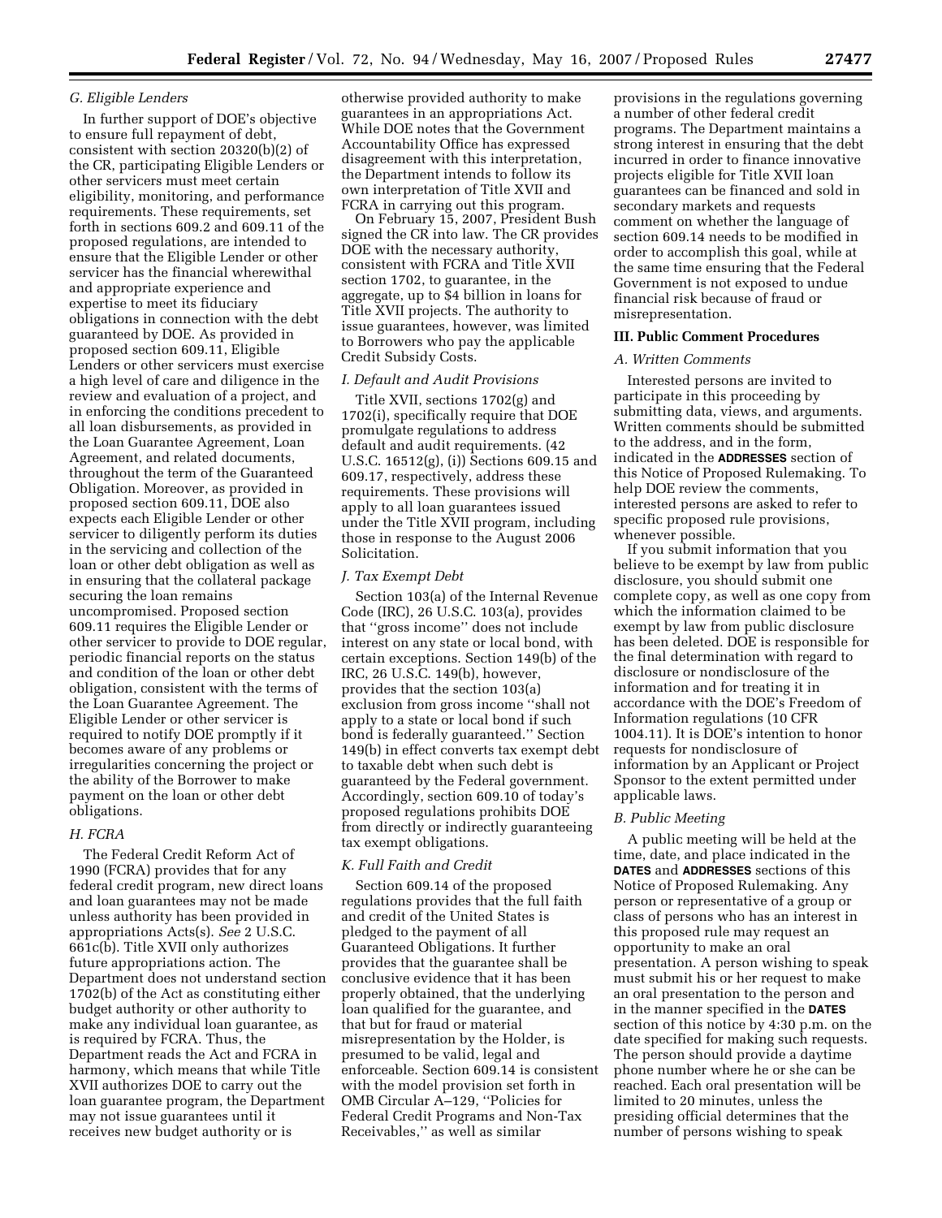### *G. Eligible Lenders*

In further support of DOE's objective to ensure full repayment of debt, consistent with section 20320(b)(2) of the CR, participating Eligible Lenders or other servicers must meet certain eligibility, monitoring, and performance requirements. These requirements, set forth in sections 609.2 and 609.11 of the proposed regulations, are intended to ensure that the Eligible Lender or other servicer has the financial wherewithal and appropriate experience and expertise to meet its fiduciary obligations in connection with the debt guaranteed by DOE. As provided in proposed section 609.11, Eligible Lenders or other servicers must exercise a high level of care and diligence in the review and evaluation of a project, and in enforcing the conditions precedent to all loan disbursements, as provided in the Loan Guarantee Agreement, Loan Agreement, and related documents, throughout the term of the Guaranteed Obligation. Moreover, as provided in proposed section 609.11, DOE also expects each Eligible Lender or other servicer to diligently perform its duties in the servicing and collection of the loan or other debt obligation as well as in ensuring that the collateral package securing the loan remains uncompromised. Proposed section 609.11 requires the Eligible Lender or other servicer to provide to DOE regular, periodic financial reports on the status and condition of the loan or other debt obligation, consistent with the terms of the Loan Guarantee Agreement. The Eligible Lender or other servicer is required to notify DOE promptly if it becomes aware of any problems or irregularities concerning the project or the ability of the Borrower to make payment on the loan or other debt obligations.

### *H. FCRA*

The Federal Credit Reform Act of 1990 (FCRA) provides that for any federal credit program, new direct loans and loan guarantees may not be made unless authority has been provided in appropriations Acts(s). *See* 2 U.S.C. 661c(b). Title XVII only authorizes future appropriations action. The Department does not understand section 1702(b) of the Act as constituting either budget authority or other authority to make any individual loan guarantee, as is required by FCRA. Thus, the Department reads the Act and FCRA in harmony, which means that while Title XVII authorizes DOE to carry out the loan guarantee program, the Department may not issue guarantees until it receives new budget authority or is otherwise provided authority to make guarantees in an appropriations Act. While DOE notes that the Government Accountability Office has expressed disagreement with this interpretation, the Department intends to follow its own interpretation of Title XVII and FCRA in carrying out this program.

On February 15, 2007, President Bush signed the CR into law. The CR provides DOE with the necessary authority, consistent with FCRA and Title XVII section 1702, to guarantee, in the aggregate, up to $4 billion in loans for Title XVII projects. The authority to issue guarantees, however, was limited to Borrowers who pay the applicable Credit Subsidy Costs.

### *I. Default and Audit Provisions*

Title XVII, sections 1702(g) and 1702(i), specifically require that DOE promulgate regulations to address default and audit requirements. (42 U.S.C. 16512(g), (i)) Sections 609.15 and 609.17, respectively, address these requirements. These provisions will apply to all loan guarantees issued under the Title XVII program, including those in response to the August 2006 Solicitation.

### *J. Tax Exempt Debt*

Section 103(a) of the Internal Revenue Code (IRC), 26 U.S.C. 103(a), provides that ''gross income'' does not include interest on any state or local bond, with certain exceptions. Section 149(b) of the IRC, 26 U.S.C. 149(b), however, provides that the section 103(a) exclusion from gross income ''shall not apply to a state or local bond if such bond is federally guaranteed.'' Section 149(b) in effect converts tax exempt debt to taxable debt when such debt is guaranteed by the Federal government. Accordingly, section 609.10 of today's proposed regulations prohibits DOE from directly or indirectly guaranteeing tax exempt obligations.

### *K. Full Faith and Credit*

Section 609.14 of the proposed regulations provides that the full faith and credit of the United States is pledged to the payment of all Guaranteed Obligations. It further provides that the guarantee shall be conclusive evidence that it has been properly obtained, that the underlying loan qualified for the guarantee, and that but for fraud or material misrepresentation by the Holder, is presumed to be valid, legal and enforceable. Section 609.14 is consistent with the model provision set forth in OMB Circular A–129, ''Policies for Federal Credit Programs and Non-Tax Receivables,'' as well as similar provisions in the regulations governing a number of other federal credit programs. The Department maintains a strong interest in ensuring that the debt incurred in order to finance innovative projects eligible for Title XVII loan guarantees can be financed and sold in secondary markets and requests comment on whether the language of section 609.14 needs to be modified in order to accomplish this goal, while at the same time ensuring that the Federal Government is not exposed to undue financial risk because of fraud or misrepresentation.

## III. Public Comment Procedures

### *A. Written Comments*

Interested persons are invited to participate in this proceeding by submitting data, views, and arguments. Written comments should be submitted to the address, and in the form, indicated in the **ADDRESSES** section of this Notice of Proposed Rulemaking. To help DOE review the comments, interested persons are asked to refer to specific proposed rule provisions, whenever possible.

If you submit information that you believe to be exempt by law from public disclosure, you should submit one complete copy, as well as one copy from which the information claimed to be exempt by law from public disclosure has been deleted. DOE is responsible for the final determination with regard to disclosure or nondisclosure of the information and for treating it in accordance with the DOE's Freedom of Information regulations (10 CFR 1004.11). It is DOE's intention to honor requests for nondisclosure of information by an Applicant or Project Sponsor to the extent permitted under applicable laws.

### *B. Public Meeting*

A public meeting will be held at the time, date, and place indicated in the **DATES** and **ADDRESSES** sections of this Notice of Proposed Rulemaking. Any person or representative of a group or class of persons who has an interest in this proposed rule may request an opportunity to make an oral presentation. A person wishing to speak must submit his or her request to make an oral presentation to the person and in the manner specified in the **DATES** section of this notice by 4:30 p.m. on the date specified for making such requests. The person should provide a daytime phone number where he or she can be reached. Each oral presentation will be limited to 20 minutes, unless the presiding official determines that the number of persons wishing to speak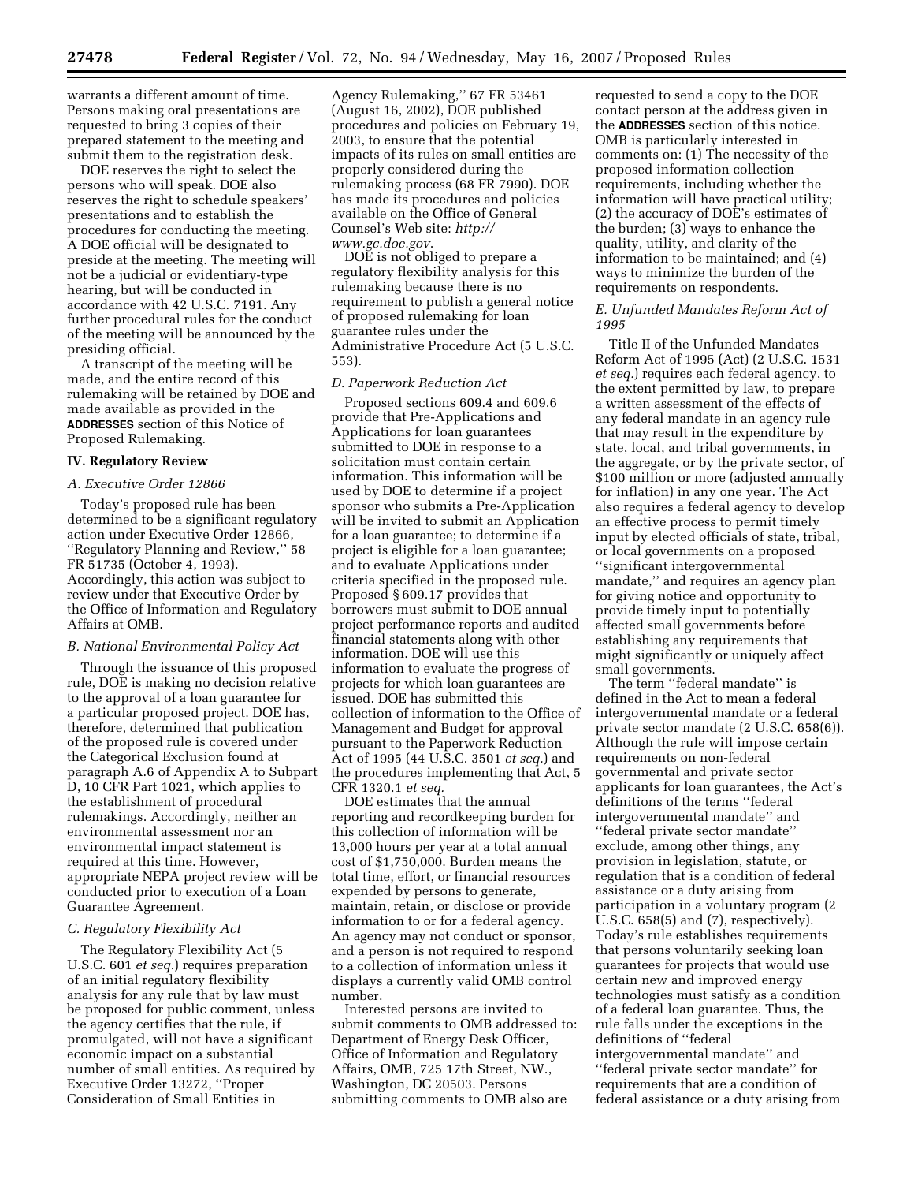warrants a different amount of time. Persons making oral presentations are requested to bring 3 copies of their prepared statement to the meeting and submit them to the registration desk.

DOE reserves the right to select the persons who will speak. DOE also reserves the right to schedule speakers' presentations and to establish the procedures for conducting the meeting. A DOE official will be designated to preside at the meeting. The meeting will not be a judicial or evidentiary-type hearing, but will be conducted in accordance with 42 U.S.C. 7191. Any further procedural rules for the conduct of the meeting will be announced by the presiding official.

A transcript of the meeting will be made, and the entire record of this rulemaking will be retained by DOE and made available as provided in the **ADDRESSES** section of this Notice of Proposed Rulemaking.

## IV. Regulatory Review

### *A. Executive Order 12866*

Today's proposed rule has been determined to be a significant regulatory action under Executive Order 12866, ''Regulatory Planning and Review,'' 58 FR 51735 (October 4, 1993). Accordingly, this action was subject to review under that Executive Order by the Office of Information and Regulatory Affairs at OMB.

### *B. National Environmental Policy Act*

Through the issuance of this proposed rule, DOE is making no decision relative to the approval of a loan guarantee for a particular proposed project. DOE has, therefore, determined that publication of the proposed rule is covered under the Categorical Exclusion found at paragraph A.6 of Appendix A to Subpart D, 10 CFR Part 1021, which applies to the establishment of procedural rulemakings. Accordingly, neither an environmental assessment nor an environmental impact statement is required at this time. However, appropriate NEPA project review will be conducted prior to execution of a Loan Guarantee Agreement.

### *C. Regulatory Flexibility Act*

The Regulatory Flexibility Act (5 U.S.C. 601 *et seq.*) requires preparation of an initial regulatory flexibility analysis for any rule that by law must be proposed for public comment, unless the agency certifies that the rule, if promulgated, will not have a significant economic impact on a substantial number of small entities. As required by Executive Order 13272, ''Proper Consideration of Small Entities in Agency Rulemaking,'' 67 FR 53461 (August 16, 2002), DOE published procedures and policies on February 19, 2003, to ensure that the potential impacts of its rules on small entities are properly considered during the rulemaking process (68 FR 7990). DOE has made its procedures and policies available on the Office of General Counsel's Web site: *http://www.gc.doe.gov.*

DOE is not obliged to prepare a regulatory flexibility analysis for this rulemaking because there is no requirement to publish a general notice of proposed rulemaking for loan guarantee rules under the Administrative Procedure Act (5 U.S.C. 553).

### *D. Paperwork Reduction Act*

Proposed sections 609.4 and 609.6 provide that Pre-Applications and Applications for loan guarantees submitted to DOE in response to a solicitation must contain certain information. This information will be used by DOE to determine if a project sponsor who submits a Pre-Application will be invited to submit an Application for a loan guarantee; to determine if a project is eligible for a loan guarantee; and to evaluate Applications under criteria specified in the proposed rule. Proposed § 609.17 provides that borrowers must submit to DOE annual project performance reports and audited financial statements along with other information. DOE will use this information to evaluate the progress of projects for which loan guarantees are issued. DOE has submitted this collection of information to the Office of Management and Budget for approval pursuant to the Paperwork Reduction Act of 1995 (44 U.S.C. 3501 *et seq.*) and the procedures implementing that Act, 5 CFR 1320.1 *et seq.*

DOE estimates that the annual reporting and recordkeeping burden for this collection of information will be 13,000 hours per year at a total annual cost of $1,750,000. Burden means the total time, effort, or financial resources expended by persons to generate, maintain, retain, or disclose or provide information to or for a federal agency. An agency may not conduct or sponsor, and a person is not required to respond to a collection of information unless it displays a currently valid OMB control number.

Interested persons are invited to submit comments to OMB addressed to: Department of Energy Desk Officer, Office of Information and Regulatory Affairs, OMB, 725 17th Street, NW., Washington, DC 20503. Persons submitting comments to OMB also are requested to send a copy to the DOE contact person at the address given in the **ADDRESSES** section of this notice. OMB is particularly interested in comments on: (1) The necessity of the proposed information collection requirements, including whether the information will have practical utility; (2) the accuracy of DOE's estimates of the burden; (3) ways to enhance the quality, utility, and clarity of the information to be maintained; and (4) ways to minimize the burden of the requirements on respondents.

### *E. Unfunded Mandates Reform Act of 1995*

Title II of the Unfunded Mandates Reform Act of 1995 (Act) (2 U.S.C. 1531 *et seq.*) requires each federal agency, to the extent permitted by law, to prepare a written assessment of the effects of any federal mandate in an agency rule that may result in the expenditure by state, local, and tribal governments, in the aggregate, or by the private sector, of $100 million or more (adjusted annually for inflation) in any one year. The Act also requires a federal agency to develop an effective process to permit timely input by elected officials of state, tribal, or local governments on a proposed ''significant intergovernmental mandate,'' and requires an agency plan for giving notice and opportunity to provide timely input to potentially affected small governments before establishing any requirements that might significantly or uniquely affect small governments.

The term ''federal mandate'' is defined in the Act to mean a federal intergovernmental mandate or a federal private sector mandate (2 U.S.C. 658(6)). Although the rule will impose certain requirements on non-federal governmental and private sector applicants for loan guarantees, the Act's definitions of the terms ''federal intergovernmental mandate'' and ''federal private sector mandate'' exclude, among other things, any provision in legislation, statute, or regulation that is a condition of federal assistance or a duty arising from participation in a voluntary program (2 U.S.C. 658(5) and (7), respectively). Today's rule establishes requirements that persons voluntarily seeking loan guarantees for projects that would use certain new and improved energy technologies must satisfy as a condition of a federal loan guarantee. Thus, the rule falls under the exceptions in the definitions of ''federal intergovernmental mandate'' and ''federal private sector mandate'' for requirements that are a condition of federal assistance or a duty arising from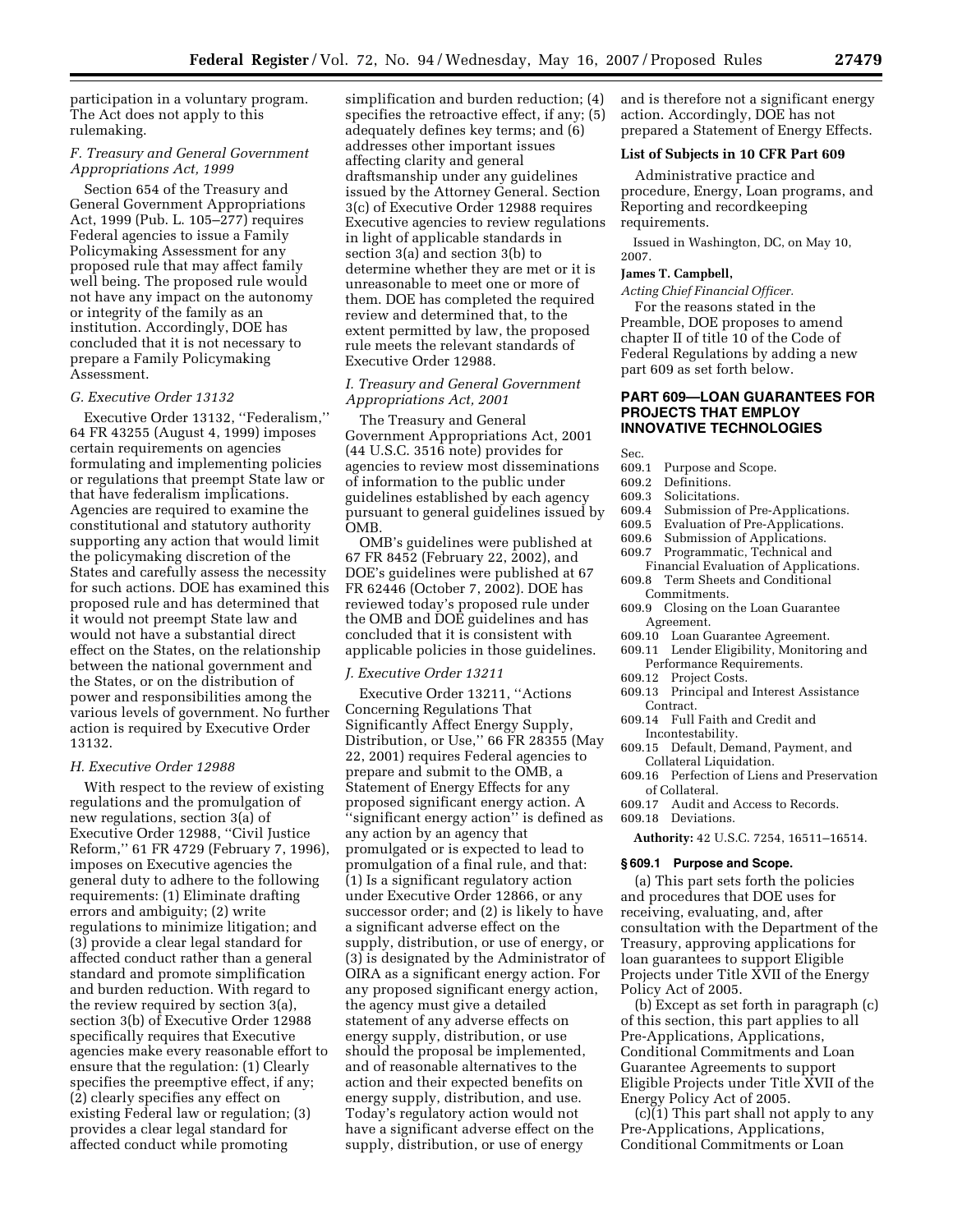participation in a voluntary program. The Act does not apply to this rulemaking.

### *F. Treasury and General Government Appropriations Act, 1999*

Section 654 of the Treasury and General Government Appropriations Act, 1999 (Pub. L. 105–277) requires Federal agencies to issue a Family Policymaking Assessment for any proposed rule that may affect family well being. The proposed rule would not have any impact on the autonomy or integrity of the family as an institution. Accordingly, DOE has concluded that it is not necessary to prepare a Family Policymaking Assessment.

### *G. Executive Order 13132*

Executive Order 13132, ''Federalism,'' 64 FR 43255 (August 4, 1999) imposes certain requirements on agencies formulating and implementing policies or regulations that preempt State law or that have federalism implications. Agencies are required to examine the constitutional and statutory authority supporting any action that would limit the policymaking discretion of the States and carefully assess the necessity for such actions. DOE has examined this proposed rule and has determined that it would not preempt State law and would not have a substantial direct effect on the States, on the relationship between the national government and the States, or on the distribution of power and responsibilities among the various levels of government. No further action is required by Executive Order 13132.

### *H. Executive Order 12988*

With respect to the review of existing regulations and the promulgation of new regulations, section 3(a) of Executive Order 12988, ''Civil Justice Reform,'' 61 FR 4729 (February 7, 1996), imposes on Executive agencies the general duty to adhere to the following requirements: (1) Eliminate drafting errors and ambiguity; (2) write regulations to minimize litigation; and (3) provide a clear legal standard for affected conduct rather than a general standard and promote simplification and burden reduction. With regard to the review required by section 3(a), section 3(b) of Executive Order 12988 specifically requires that Executive agencies make every reasonable effort to ensure that the regulation: (1) Clearly specifies the preemptive effect, if any; (2) clearly specifies any effect on existing Federal law or regulation; (3) provides a clear legal standard for affected conduct while promoting simplification and burden reduction; (4) specifies the retroactive effect, if any; (5) adequately defines key terms; and (6) addresses other important issues affecting clarity and general draftsmanship under any guidelines issued by the Attorney General. Section 3(c) of Executive Order 12988 requires Executive agencies to review regulations in light of applicable standards in section 3(a) and section 3(b) to determine whether they are met or it is unreasonable to meet one or more of them. DOE has completed the required review and determined that, to the extent permitted by law, the proposed rule meets the relevant standards of Executive Order 12988.

### *I. Treasury and General Government Appropriations Act, 2001*

The Treasury and General Government Appropriations Act, 2001 (44 U.S.C. 3516 note) provides for agencies to review most disseminations of information to the public under guidelines established by each agency pursuant to general guidelines issued by OMB.

OMB's guidelines were published at 67 FR 8452 (February 22, 2002), and DOE's guidelines were published at 67 FR 62446 (October 7, 2002). DOE has reviewed today's proposed rule under the OMB and DOE guidelines and has concluded that it is consistent with applicable policies in those guidelines.

### *J. Executive Order 13211*

Executive Order 13211, ''Actions Concerning Regulations That Significantly Affect Energy Supply, Distribution, or Use,'' 66 FR 28355 (May 22, 2001) requires Federal agencies to prepare and submit to the OMB, a Statement of Energy Effects for any proposed significant energy action. A ''significant energy action'' is defined as any action by an agency that promulgated or is expected to lead to promulgation of a final rule, and that: (1) Is a significant regulatory action under Executive Order 12866, or any successor order; and (2) is likely to have a significant adverse effect on the supply, distribution, or use of energy, or (3) is designated by the Administrator of OIRA as a significant energy action. For any proposed significant energy action, the agency must give a detailed statement of any adverse effects on energy supply, distribution, or use should the proposal be implemented, and of reasonable alternatives to the action and their expected benefits on energy supply, distribution, and use. Today's regulatory action would not have a significant adverse effect on the supply, distribution, or use of energy and is therefore not a significant energy action. Accordingly, DOE has not prepared a Statement of Energy Effects.

**List of Subjects in 10 CFR Part 609**

Administrative practice and procedure, Energy, Loan programs, and Reporting and recordkeeping requirements.

Issued in Washington, DC, on May 10, 2007.

**James T. Campbell,**

*Acting Chief Financial Officer.*

For the reasons stated in the Preamble, DOE proposes to amend chapter II of title 10 of the Code of Federal Regulations by adding a new part 609 as set forth below.

## PART 609—LOAN GUARANTEES FOR PROJECTS THAT EMPLOY INNOVATIVE TECHNOLOGIES

Sec.
609.1 Purpose and Scope.
609.2 Definitions.
609.3 Solicitations.
609.4 Submission of Pre-Applications.
609.5 Evaluation of Pre-Applications.
609.6 Submission of Applications.
609.7 Programmatic, Technical and Financial Evaluation of Applications.
609.8 Term Sheets and Conditional Commitments.
609.9 Closing on the Loan Guarantee Agreement.
609.10 Loan Guarantee Agreement.
609.11 Lender Eligibility, Monitoring and Performance Requirements.
609.12 Project Costs.
609.13 Principal and Interest Assistance Contract.
609.14 Full Faith and Credit and Incontestability.
609.15 Default, Demand, Payment, and Collateral Liquidation.
609.16 Perfection of Liens and Preservation of Collateral.
609.17 Audit and Access to Records.
609.18 Deviations.

**Authority:** 42 U.S.C. 7254, 16511–16514.

### § 609.1 Purpose and Scope.

(a) This part sets forth the policies and procedures that DOE uses for receiving, evaluating, and, after consultation with the Department of the Treasury, approving applications for loan guarantees to support Eligible Projects under Title XVII of the Energy Policy Act of 2005.

(b) Except as set forth in paragraph (c) of this section, this part applies to all Pre-Applications, Applications, Conditional Commitments and Loan Guarantee Agreements to support Eligible Projects under Title XVII of the Energy Policy Act of 2005.

(c)(1) This part shall not apply to any Pre-Applications, Applications, Conditional Commitments or Loan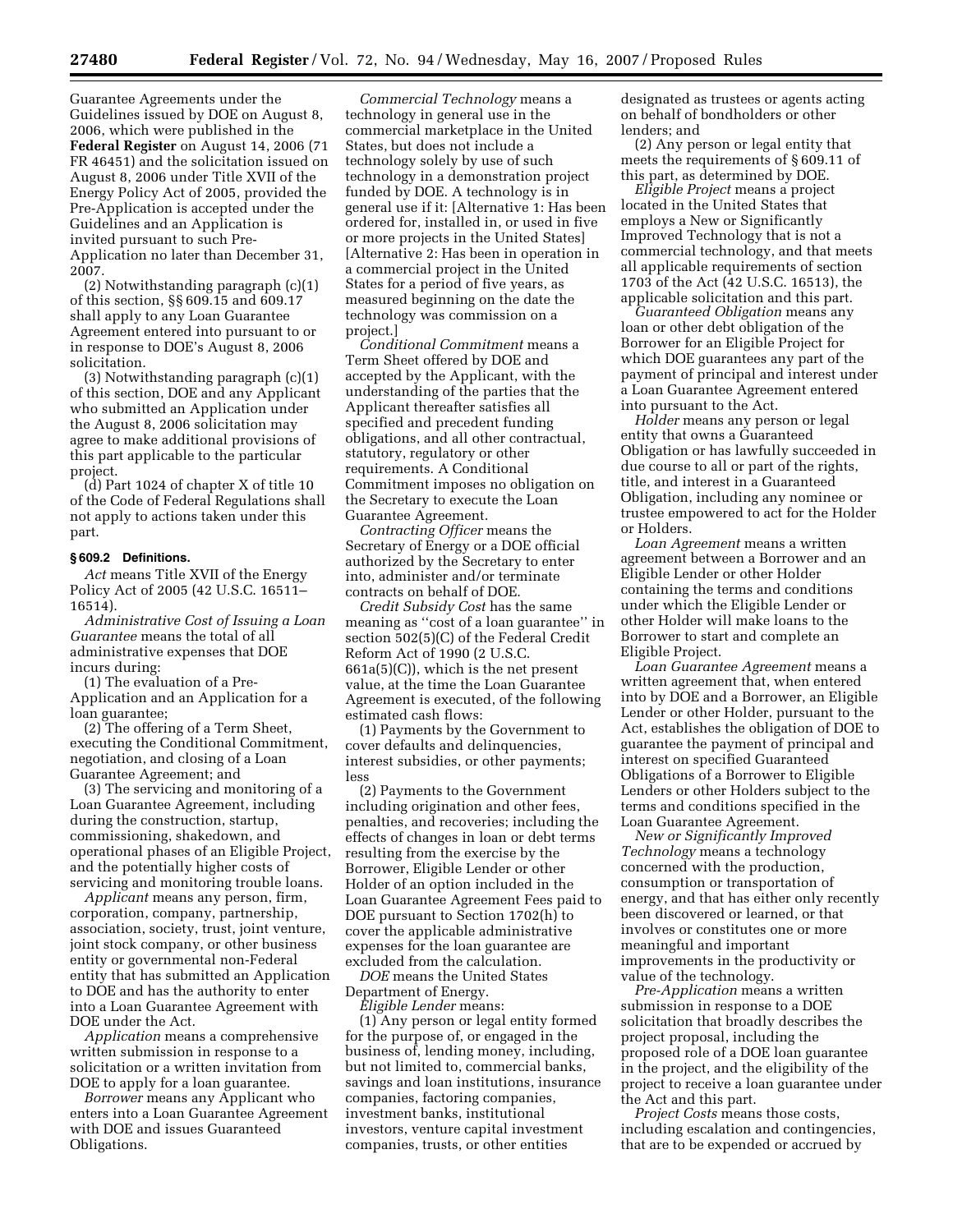Guarantee Agreements under the Guidelines issued by DOE on August 8, 2006, which were published in the **Federal Register** on August 14, 2006 (71 FR 46451) and the solicitation issued on August 8, 2006 under Title XVII of the Energy Policy Act of 2005, provided the Pre-Application is accepted under the Guidelines and an Application is invited pursuant to such Pre-Application no later than December 31, 2007.

(2) Notwithstanding paragraph (c)(1) of this section, §§ 609.15 and 609.17 shall apply to any Loan Guarantee Agreement entered into pursuant to or in response to DOE's August 8, 2006 solicitation.

(3) Notwithstanding paragraph (c)(1) of this section, DOE and any Applicant who submitted an Application under the August 8, 2006 solicitation may agree to make additional provisions of this part applicable to the particular project.

(d) Part 1024 of chapter X of title 10 of the Code of Federal Regulations shall not apply to actions taken under this part.

**§ 609.2 Definitions.**

*Act* means Title XVII of the Energy Policy Act of 2005 (42 U.S.C. 16511–16514).

*Administrative Cost of Issuing a Loan Guarantee* means the total of all administrative expenses that DOE incurs during:

(1) The evaluation of a Pre-Application and an Application for a loan guarantee;

(2) The offering of a Term Sheet, executing the Conditional Commitment, negotiation, and closing of a Loan Guarantee Agreement; and

(3) The servicing and monitoring of a Loan Guarantee Agreement, including during the construction, startup, commissioning, shakedown, and operational phases of an Eligible Project, and the potentially higher costs of servicing and monitoring trouble loans.

*Applicant* means any person, firm, corporation, company, partnership, association, society, trust, joint venture, joint stock company, or other business entity or governmental non-Federal entity that has submitted an Application to DOE and has the authority to enter into a Loan Guarantee Agreement with DOE under the Act.

*Application* means a comprehensive written submission in response to a solicitation or a written invitation from DOE to apply for a loan guarantee.

*Borrower* means any Applicant who enters into a Loan Guarantee Agreement with DOE and issues Guaranteed Obligations.

*Commercial Technology* means a technology in general use in the commercial marketplace in the United States, but does not include a technology solely by use of such technology in a demonstration project funded by DOE. A technology is in general use if it: [Alternative 1: Has been ordered for, installed in, or used in five or more projects in the United States] [Alternative 2: Has been in operation in a commercial project in the United States for a period of five years, as measured beginning on the date the technology was commission on a project.]

*Conditional Commitment* means a Term Sheet offered by DOE and accepted by the Applicant, with the understanding of the parties that the Applicant thereafter satisfies all specified and precedent funding obligations, and all other contractual, statutory, regulatory or other requirements. A Conditional Commitment imposes no obligation on the Secretary to execute the Loan Guarantee Agreement.

*Contracting Officer* means the Secretary of Energy or a DOE official authorized by the Secretary to enter into, administer and/or terminate contracts on behalf of DOE.

*Credit Subsidy Cost* has the same meaning as ''cost of a loan guarantee'' in section 502(5)(C) of the Federal Credit Reform Act of 1990 (2 U.S.C. 661a(5)(C)), which is the net present value, at the time the Loan Guarantee Agreement is executed, of the following estimated cash flows:

(1) Payments by the Government to cover defaults and delinquencies, interest subsidies, or other payments; less

(2) Payments to the Government including origination and other fees, penalties, and recoveries; including the effects of changes in loan or debt terms resulting from the exercise by the Borrower, Eligible Lender or other Holder of an option included in the Loan Guarantee Agreement Fees paid to DOE pursuant to Section 1702(h) to cover the applicable administrative expenses for the loan guarantee are excluded from the calculation.

*DOE* means the United States Department of Energy.

*Eligible Lender* means:

(1) Any person or legal entity formed for the purpose of, or engaged in the business of, lending money, including, but not limited to, commercial banks, savings and loan institutions, insurance companies, factoring companies, investment banks, institutional investors, venture capital investment companies, trusts, or other entities designated as trustees or agents acting on behalf of bondholders or other lenders; and

(2) Any person or legal entity that meets the requirements of § 609.11 of this part, as determined by DOE.

*Eligible Project* means a project located in the United States that employs a New or Significantly Improved Technology that is not a commercial technology, and that meets all applicable requirements of section 1703 of the Act (42 U.S.C. 16513), the applicable solicitation and this part.

*Guaranteed Obligation* means any loan or other debt obligation of the Borrower for an Eligible Project for which DOE guarantees any part of the payment of principal and interest under a Loan Guarantee Agreement entered into pursuant to the Act.

*Holder* means any person or legal entity that owns a Guaranteed Obligation or has lawfully succeeded in due course to all or part of the rights, title, and interest in a Guaranteed Obligation, including any nominee or trustee empowered to act for the Holder or Holders.

*Loan Agreement* means a written agreement between a Borrower and an Eligible Lender or other Holder containing the terms and conditions under which the Eligible Lender or other Holder will make loans to the Borrower to start and complete an Eligible Project.

*Loan Guarantee Agreement* means a written agreement that, when entered into by DOE and a Borrower, an Eligible Lender or other Holder, pursuant to the Act, establishes the obligation of DOE to guarantee the payment of principal and interest on specified Guaranteed Obligations of a Borrower to Eligible Lenders or other Holders subject to the terms and conditions specified in the Loan Guarantee Agreement.

*New or Significantly Improved Technology* means a technology concerned with the production, consumption or transportation of energy, and that has either only recently been discovered or learned, or that involves or constitutes one or more meaningful and important improvements in the productivity or value of the technology.

*Pre-Application* means a written submission in response to a DOE solicitation that broadly describes the project proposal, including the proposed role of a DOE loan guarantee in the project, and the eligibility of the project to receive a loan guarantee under the Act and this part.

*Project Costs* means those costs, including escalation and contingencies, that are to be expended or accrued by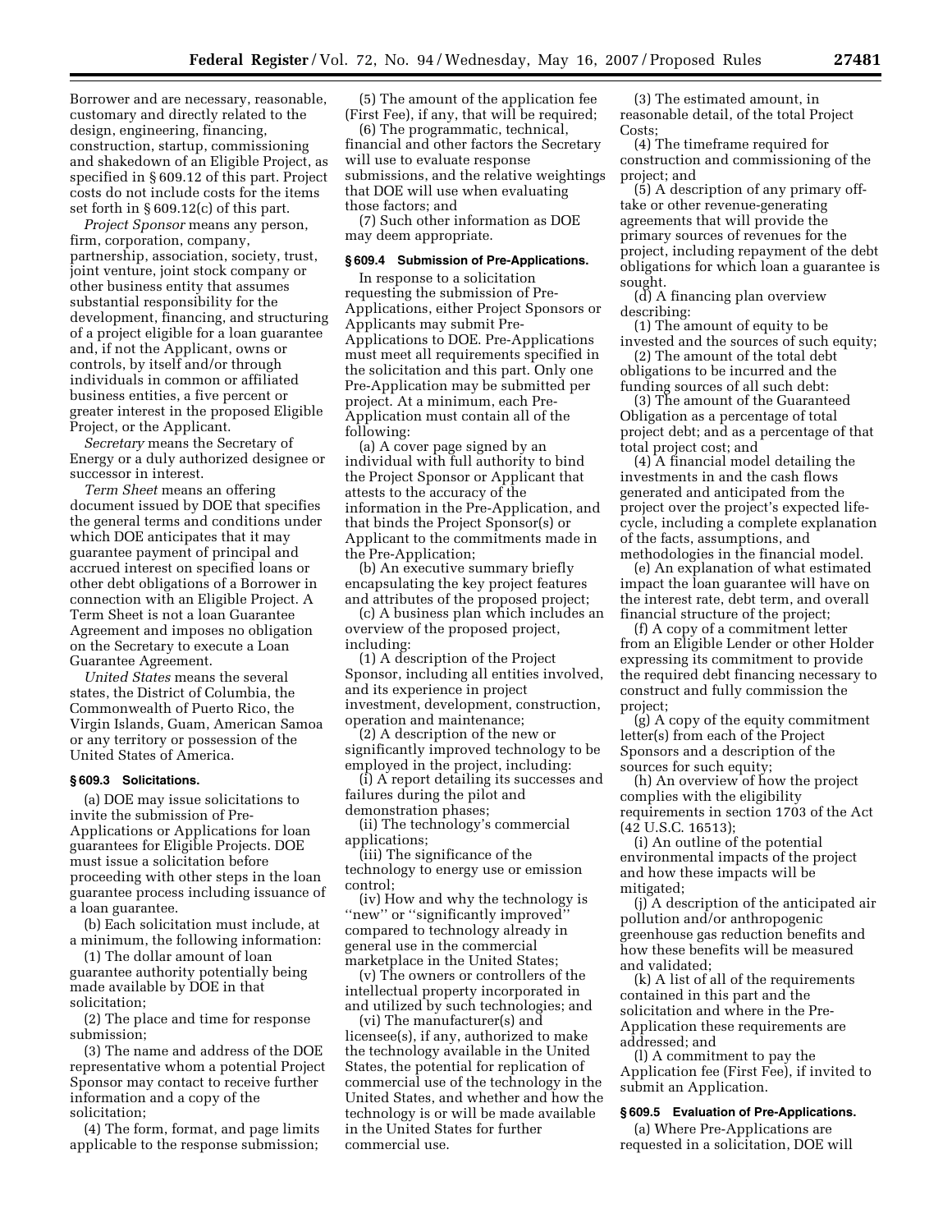Borrower and are necessary, reasonable, customary and directly related to the design, engineering, financing, construction, startup, commissioning and shakedown of an Eligible Project, as specified in § 609.12 of this part. Project costs do not include costs for the items set forth in § 609.12(c) of this part.

*Project Sponsor* means any person, firm, corporation, company, partnership, association, society, trust, joint venture, joint stock company or other business entity that assumes substantial responsibility for the development, financing, and structuring of a project eligible for a loan guarantee and, if not the Applicant, owns or controls, by itself and/or through individuals in common or affiliated business entities, a five percent or greater interest in the proposed Eligible Project, or the Applicant.

*Secretary* means the Secretary of Energy or a duly authorized designee or successor in interest.

*Term Sheet* means an offering document issued by DOE that specifies the general terms and conditions under which DOE anticipates that it may guarantee payment of principal and accrued interest on specified loans or other debt obligations of a Borrower in connection with an Eligible Project. A Term Sheet is not a loan Guarantee Agreement and imposes no obligation on the Secretary to execute a Loan Guarantee Agreement.

*United States* means the several states, the District of Columbia, the Commonwealth of Puerto Rico, the Virgin Islands, Guam, American Samoa or any territory or possession of the United States of America.

### § 609.3 Solicitations.

(a) DOE may issue solicitations to invite the submission of Pre-Applications or Applications for loan guarantees for Eligible Projects. DOE must issue a solicitation before proceeding with other steps in the loan guarantee process including issuance of a loan guarantee.

(b) Each solicitation must include, at a minimum, the following information:

(1) The dollar amount of loan guarantee authority potentially being made available by DOE in that solicitation;

(2) The place and time for response submission;

(3) The name and address of the DOE representative whom a potential Project Sponsor may contact to receive further information and a copy of the solicitation;

(4) The form, format, and page limits applicable to the response submission;

(5) The amount of the application fee (First Fee), if any, that will be required;

(6) The programmatic, technical, financial and other factors the Secretary will use to evaluate response submissions, and the relative weightings that DOE will use when evaluating those factors; and

(7) Such other information as DOE may deem appropriate.

### § 609.4 Submission of Pre-Applications.

In response to a solicitation requesting the submission of Pre-Applications, either Project Sponsors or Applicants may submit Pre-Applications to DOE. Pre-Applications must meet all requirements specified in the solicitation and this part. Only one Pre-Application may be submitted per project. At a minimum, each Pre-Application must contain all of the following:

(a) A cover page signed by an individual with full authority to bind the Project Sponsor or Applicant that attests to the accuracy of the information in the Pre-Application, and that binds the Project Sponsor(s) or Applicant to the commitments made in the Pre-Application;

(b) An executive summary briefly encapsulating the key project features and attributes of the proposed project;

(c) A business plan which includes an overview of the proposed project, including:

(1) A description of the Project Sponsor, including all entities involved, and its experience in project investment, development, construction, operation and maintenance;

(2) A description of the new or significantly improved technology to be employed in the project, including:

(i) A report detailing its successes and failures during the pilot and demonstration phases;

(ii) The technology's commercial applications;

(iii) The significance of the technology to energy use or emission control;

(iv) How and why the technology is "new" or "significantly improved" compared to technology already in general use in the commercial marketplace in the United States;

(v) The owners or controllers of the intellectual property incorporated in and utilized by such technologies; and

(vi) The manufacturer(s) and licensee(s), if any, authorized to make the technology available in the United States, the potential for replication of commercial use of the technology in the United States, and whether and how the technology is or will be made available in the United States for further commercial use.

(3) The estimated amount, in reasonable detail, of the total Project Costs;

(4) The timeframe required for construction and commissioning of the project; and

(5) A description of any primary off-take or other revenue-generating agreements that will provide the primary sources of revenues for the project, including repayment of the debt obligations for which loan a guarantee is sought.

(d) A financing plan overview describing:

(1) The amount of equity to be invested and the sources of such equity;

(2) The amount of the total debt obligations to be incurred and the funding sources of all such debt:

(3) The amount of the Guaranteed Obligation as a percentage of total project debt; and as a percentage of that total project cost; and

(4) A financial model detailing the investments in and the cash flows generated and anticipated from the project over the project's expected life-cycle, including a complete explanation of the facts, assumptions, and methodologies in the financial model.

(e) An explanation of what estimated impact the loan guarantee will have on the interest rate, debt term, and overall financial structure of the project;

(f) A copy of a commitment letter from an Eligible Lender or other Holder expressing its commitment to provide the required debt financing necessary to construct and fully commission the project;

(g) A copy of the equity commitment letter(s) from each of the Project Sponsors and a description of the sources for such equity;

(h) An overview of how the project complies with the eligibility requirements in section 1703 of the Act (42 U.S.C. 16513);

(i) An outline of the potential environmental impacts of the project and how these impacts will be mitigated;

(j) A description of the anticipated air pollution and/or anthropogenic greenhouse gas reduction benefits and how these benefits will be measured and validated;

(k) A list of all of the requirements contained in this part and the solicitation and where in the Pre-Application these requirements are addressed; and

(l) A commitment to pay the Application fee (First Fee), if invited to submit an Application.

### § 609.5 Evaluation of Pre-Applications.

(a) Where Pre-Applications are requested in a solicitation, DOE will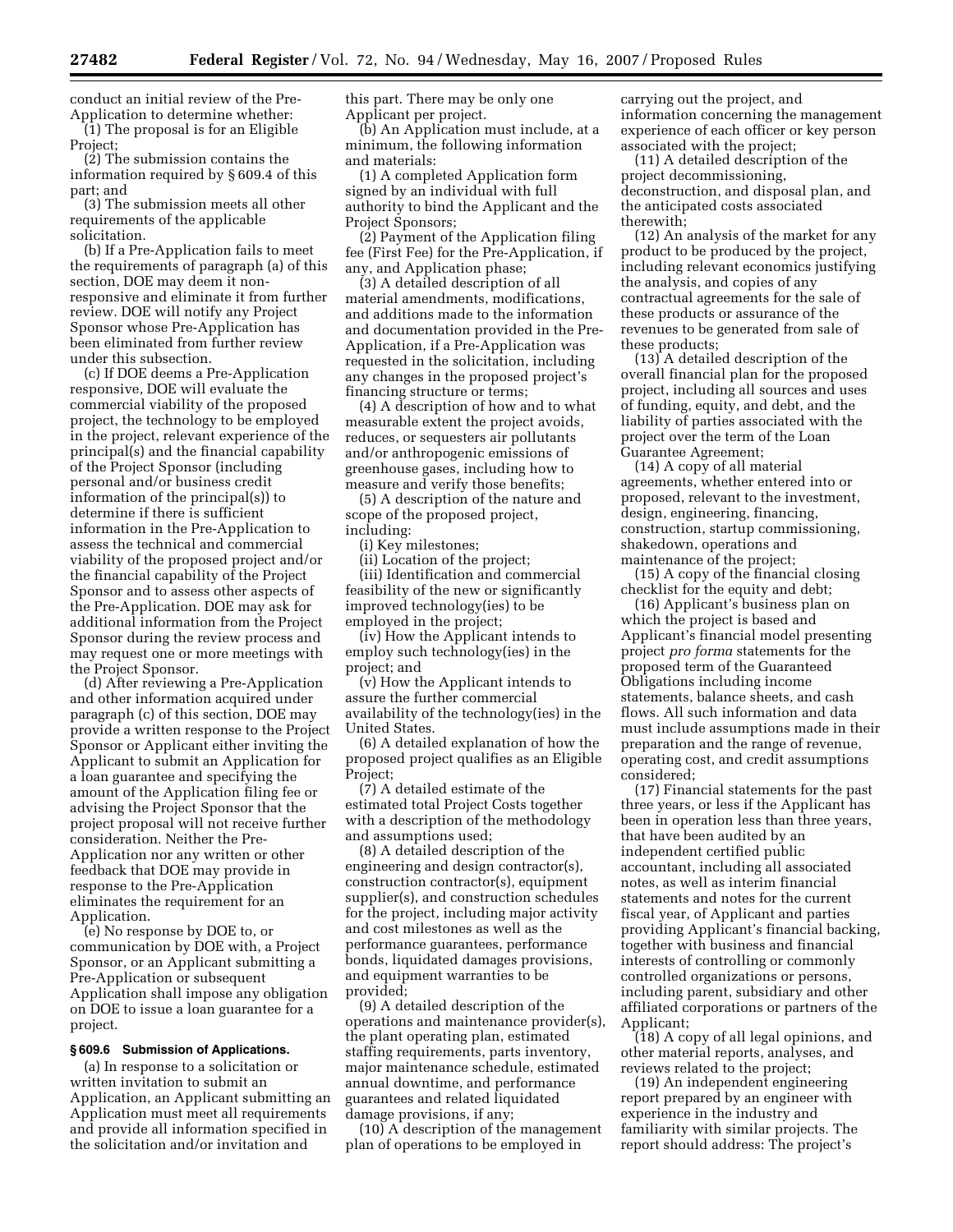conduct an initial review of the Pre-Application to determine whether:

(1) The proposal is for an Eligible Project;

(2) The submission contains the information required by § 609.4 of this part; and

(3) The submission meets all other requirements of the applicable solicitation.

(b) If a Pre-Application fails to meet the requirements of paragraph (a) of this section, DOE may deem it non-responsive and eliminate it from further review. DOE will notify any Project Sponsor whose Pre-Application has been eliminated from further review under this subsection.

(c) If DOE deems a Pre-Application responsive, DOE will evaluate the commercial viability of the proposed project, the technology to be employed in the project, relevant experience of the principal(s) and the financial capability of the Project Sponsor (including personal and/or business credit information of the principal(s)) to determine if there is sufficient information in the Pre-Application to assess the technical and commercial viability of the proposed project and/or the financial capability of the Project Sponsor and to assess other aspects of the Pre-Application. DOE may ask for additional information from the Project Sponsor during the review process and may request one or more meetings with the Project Sponsor.

(d) After reviewing a Pre-Application and other information acquired under paragraph (c) of this section, DOE may provide a written response to the Project Sponsor or Applicant either inviting the Applicant to submit an Application for a loan guarantee and specifying the amount of the Application filing fee or advising the Project Sponsor that the project proposal will not receive further consideration. Neither the Pre-Application nor any written or other feedback that DOE may provide in response to the Pre-Application eliminates the requirement for an Application.

(e) No response by DOE to, or communication by DOE with, a Project Sponsor, or an Applicant submitting a Pre-Application or subsequent Application shall impose any obligation on DOE to issue a loan guarantee for a project.

### § 609.6 Submission of Applications.

(a) In response to a solicitation or written invitation to submit an Application, an Applicant submitting an Application must meet all requirements and provide all information specified in the solicitation and/or invitation and this part. There may be only one Applicant per project.

(b) An Application must include, at a minimum, the following information and materials:

(1) A completed Application form signed by an individual with full authority to bind the Applicant and the Project Sponsors;

(2) Payment of the Application filing fee (First Fee) for the Pre-Application, if any, and Application phase;

(3) A detailed description of all material amendments, modifications, and additions made to the information and documentation provided in the Pre-Application, if a Pre-Application was requested in the solicitation, including any changes in the proposed project's financing structure or terms;

(4) A description of how and to what measurable extent the project avoids, reduces, or sequesters air pollutants and/or anthropogenic emissions of greenhouse gases, including how to measure and verify those benefits;

(5) A description of the nature and scope of the proposed project, including:

(i) Key milestones;

(ii) Location of the project;

(iii) Identification and commercial feasibility of the new or significantly improved technology(ies) to be employed in the project;

(iv) How the Applicant intends to employ such technology(ies) in the project; and

(v) How the Applicant intends to assure the further commercial availability of the technology(ies) in the United States.

(6) A detailed explanation of how the proposed project qualifies as an Eligible Project;

(7) A detailed estimate of the estimated total Project Costs together with a description of the methodology and assumptions used;

(8) A detailed description of the engineering and design contractor(s), construction contractor(s), equipment supplier(s), and construction schedules for the project, including major activity and cost milestones as well as the performance guarantees, performance bonds, liquidated damages provisions, and equipment warranties to be provided;

(9) A detailed description of the operations and maintenance provider(s), the plant operating plan, estimated staffing requirements, parts inventory, major maintenance schedule, estimated annual downtime, and performance guarantees and related liquidated damage provisions, if any;

(10) A description of the management plan of operations to be employed in carrying out the project, and information concerning the management experience of each officer or key person associated with the project;

(11) A detailed description of the project decommissioning, deconstruction, and disposal plan, and the anticipated costs associated therewith;

(12) An analysis of the market for any product to be produced by the project, including relevant economics justifying the analysis, and copies of any contractual agreements for the sale of these products or assurance of the revenues to be generated from sale of these products;

(13) A detailed description of the overall financial plan for the proposed project, including all sources and uses of funding, equity, and debt, and the liability of parties associated with the project over the term of the Loan Guarantee Agreement;

(14) A copy of all material agreements, whether entered into or proposed, relevant to the investment, design, engineering, financing, construction, startup commissioning, shakedown, operations and maintenance of the project;

(15) A copy of the financial closing checklist for the equity and debt;

(16) Applicant's business plan on which the project is based and Applicant's financial model presenting project *pro forma* statements for the proposed term of the Guaranteed Obligations including income statements, balance sheets, and cash flows. All such information and data must include assumptions made in their preparation and the range of revenue, operating cost, and credit assumptions considered;

(17) Financial statements for the past three years, or less if the Applicant has been in operation less than three years, that have been audited by an independent certified public accountant, including all associated notes, as well as interim financial statements and notes for the current fiscal year, of Applicant and parties providing Applicant's financial backing, together with business and financial interests of controlling or commonly controlled organizations or persons, including parent, subsidiary and other affiliated corporations or partners of the Applicant;

(18) A copy of all legal opinions, and other material reports, analyses, and reviews related to the project;

(19) An independent engineering report prepared by an engineer with experience in the industry and familiarity with similar projects. The report should address: The project's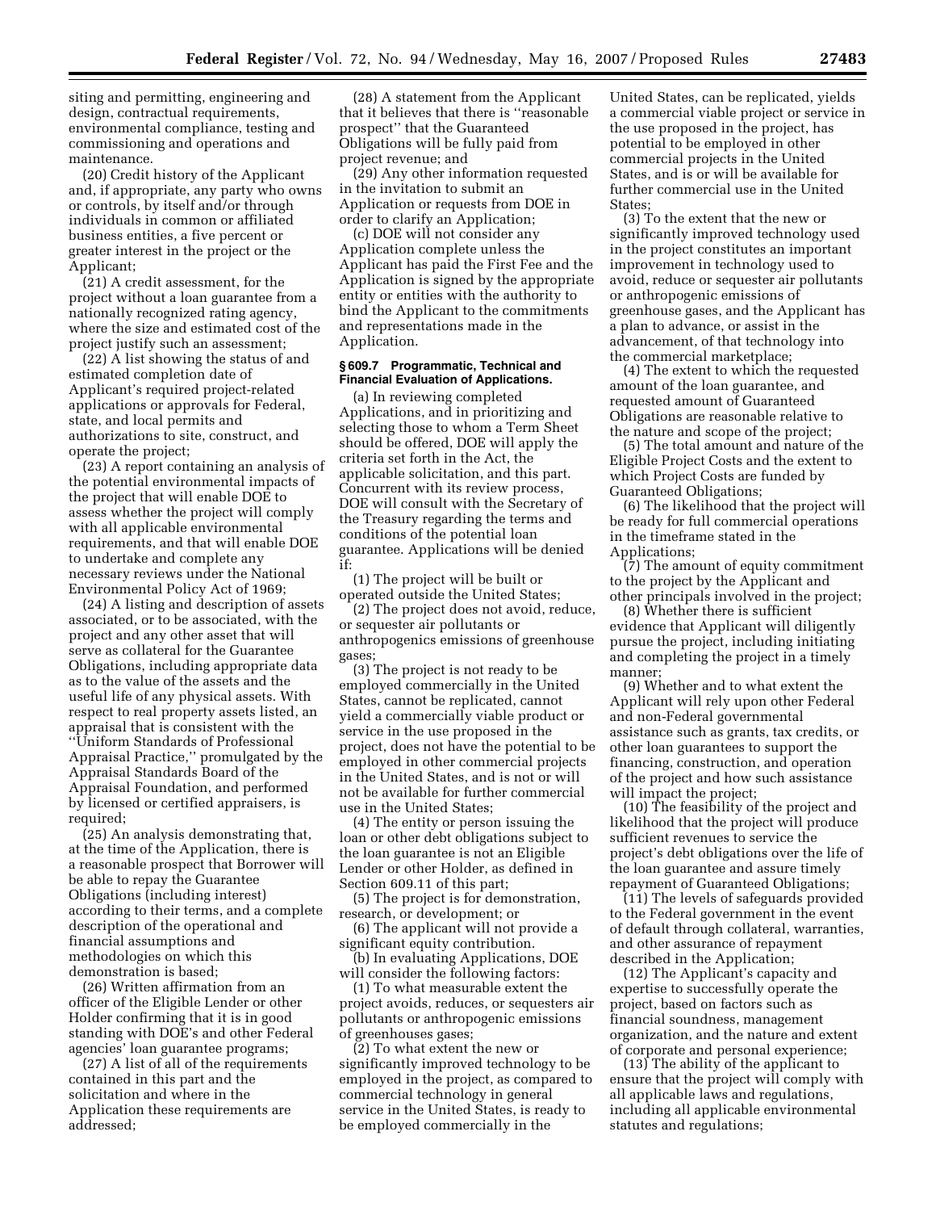siting and permitting, engineering and design, contractual requirements, environmental compliance, testing and commissioning and operations and maintenance.

(20) Credit history of the Applicant and, if appropriate, any party who owns or controls, by itself and/or through individuals in common or affiliated business entities, a five percent or greater interest in the project or the Applicant;

(21) A credit assessment, for the project without a loan guarantee from a nationally recognized rating agency, where the size and estimated cost of the project justify such an assessment;

(22) A list showing the status of and estimated completion date of Applicant's required project-related applications or approvals for Federal, state, and local permits and authorizations to site, construct, and operate the project;

(23) A report containing an analysis of the potential environmental impacts of the project that will enable DOE to assess whether the project will comply with all applicable environmental requirements, and that will enable DOE to undertake and complete any necessary reviews under the National Environmental Policy Act of 1969;

(24) A listing and description of assets associated, or to be associated, with the project and any other asset that will serve as collateral for the Guarantee Obligations, including appropriate data as to the value of the assets and the useful life of any physical assets. With respect to real property assets listed, an appraisal that is consistent with the ''Uniform Standards of Professional Appraisal Practice,'' promulgated by the Appraisal Standards Board of the Appraisal Foundation, and performed by licensed or certified appraisers, is required;

(25) An analysis demonstrating that, at the time of the Application, there is a reasonable prospect that Borrower will be able to repay the Guarantee Obligations (including interest) according to their terms, and a complete description of the operational and financial assumptions and methodologies on which this demonstration is based;

(26) Written affirmation from an officer of the Eligible Lender or other Holder confirming that it is in good standing with DOE's and other Federal agencies' loan guarantee programs;

(27) A list of all of the requirements contained in this part and the solicitation and where in the Application these requirements are addressed;

(28) A statement from the Applicant that it believes that there is ''reasonable prospect'' that the Guaranteed Obligations will be fully paid from project revenue; and

(29) Any other information requested in the invitation to submit an Application or requests from DOE in order to clarify an Application;

(c) DOE will not consider any Application complete unless the Applicant has paid the First Fee and the Application is signed by the appropriate entity or entities with the authority to bind the Applicant to the commitments and representations made in the Application.

### § 609.7 Programmatic, Technical and Financial Evaluation of Applications.

(a) In reviewing completed Applications, and in prioritizing and selecting those to whom a Term Sheet should be offered, DOE will apply the criteria set forth in the Act, the applicable solicitation, and this part. Concurrent with its review process, DOE will consult with the Secretary of the Treasury regarding the terms and conditions of the potential loan guarantee. Applications will be denied if:

(1) The project will be built or operated outside the United States;

(2) The project does not avoid, reduce, or sequester air pollutants or anthropogenics emissions of greenhouse gases;

(3) The project is not ready to be employed commercially in the United States, cannot be replicated, cannot yield a commercially viable product or service in the use proposed in the project, does not have the potential to be employed in other commercial projects in the United States, and is not or will not be available for further commercial use in the United States;

(4) The entity or person issuing the loan or other debt obligations subject to the loan guarantee is not an Eligible Lender or other Holder, as defined in Section 609.11 of this part;

(5) The project is for demonstration, research, or development; or

(6) The applicant will not provide a significant equity contribution.

(b) In evaluating Applications, DOE will consider the following factors:

(1) To what measurable extent the project avoids, reduces, or sequesters air pollutants or anthropogenic emissions of greenhouses gases;

(2) To what extent the new or significantly improved technology to be employed in the project, as compared to commercial technology in general service in the United States, is ready to be employed commercially in the United States, can be replicated, yields a commercial viable project or service in the use proposed in the project, has potential to be employed in other commercial projects in the United States, and is or will be available for further commercial use in the United States;

(3) To the extent that the new or significantly improved technology used in the project constitutes an important improvement in technology used to avoid, reduce or sequester air pollutants or anthropogenic emissions of greenhouse gases, and the Applicant has a plan to advance, or assist in the advancement, of that technology into the commercial marketplace;

(4) The extent to which the requested amount of the loan guarantee, and requested amount of Guaranteed Obligations are reasonable relative to the nature and scope of the project;

(5) The total amount and nature of the Eligible Project Costs and the extent to which Project Costs are funded by Guaranteed Obligations;

(6) The likelihood that the project will be ready for full commercial operations in the timeframe stated in the Applications;

(7) The amount of equity commitment to the project by the Applicant and other principals involved in the project;

(8) Whether there is sufficient evidence that Applicant will diligently pursue the project, including initiating and completing the project in a timely manner;

(9) Whether and to what extent the Applicant will rely upon other Federal and non-Federal governmental assistance such as grants, tax credits, or other loan guarantees to support the financing, construction, and operation of the project and how such assistance will impact the project;

(10) The feasibility of the project and likelihood that the project will produce sufficient revenues to service the project's debt obligations over the life of the loan guarantee and assure timely repayment of Guaranteed Obligations;

(11) The levels of safeguards provided to the Federal government in the event of default through collateral, warranties, and other assurance of repayment described in the Application;

(12) The Applicant's capacity and expertise to successfully operate the project, based on factors such as financial soundness, management organization, and the nature and extent of corporate and personal experience;

(13) The ability of the applicant to ensure that the project will comply with all applicable laws and regulations, including all applicable environmental statutes and regulations;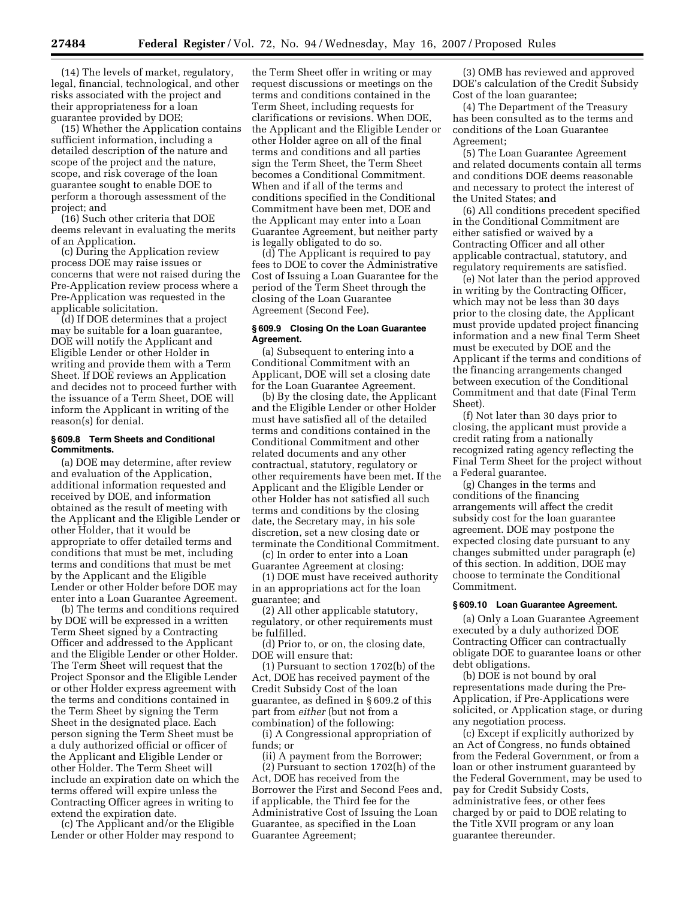(14) The levels of market, regulatory, legal, financial, technological, and other risks associated with the project and their appropriateness for a loan guarantee provided by DOE;

(15) Whether the Application contains sufficient information, including a detailed description of the nature and scope of the project and the nature, scope, and risk coverage of the loan guarantee sought to enable DOE to perform a thorough assessment of the project; and

(16) Such other criteria that DOE deems relevant in evaluating the merits of an Application.

(c) During the Application review process DOE may raise issues or concerns that were not raised during the Pre-Application review process where a Pre-Application was requested in the applicable solicitation.

(d) If DOE determines that a project may be suitable for a loan guarantee, DOE will notify the Applicant and Eligible Lender or other Holder in writing and provide them with a Term Sheet. If DOE reviews an Application and decides not to proceed further with the issuance of a Term Sheet, DOE will inform the Applicant in writing of the reason(s) for denial.

**§ 609.8 Term Sheets and Conditional Commitments.**

(a) DOE may determine, after review and evaluation of the Application, additional information requested and received by DOE, and information obtained as the result of meeting with the Applicant and the Eligible Lender or other Holder, that it would be appropriate to offer detailed terms and conditions that must be met, including terms and conditions that must be met by the Applicant and the Eligible Lender or other Holder before DOE may enter into a Loan Guarantee Agreement.

(b) The terms and conditions required by DOE will be expressed in a written Term Sheet signed by a Contracting Officer and addressed to the Applicant and the Eligible Lender or other Holder. The Term Sheet will request that the Project Sponsor and the Eligible Lender or other Holder express agreement with the terms and conditions contained in the Term Sheet by signing the Term Sheet in the designated place. Each person signing the Term Sheet must be a duly authorized official or officer of the Applicant and Eligible Lender or other Holder. The Term Sheet will include an expiration date on which the terms offered will expire unless the Contracting Officer agrees in writing to extend the expiration date.

(c) The Applicant and/or the Eligible Lender or other Holder may respond to the Term Sheet offer in writing or may request discussions or meetings on the terms and conditions contained in the Term Sheet, including requests for clarifications or revisions. When DOE, the Applicant and the Eligible Lender or other Holder agree on all of the final terms and conditions and all parties sign the Term Sheet, the Term Sheet becomes a Conditional Commitment. When and if all of the terms and conditions specified in the Conditional Commitment have been met, DOE and the Applicant may enter into a Loan Guarantee Agreement, but neither party is legally obligated to do so.

(d) The Applicant is required to pay fees to DOE to cover the Administrative Cost of Issuing a Loan Guarantee for the period of the Term Sheet through the closing of the Loan Guarantee Agreement (Second Fee).

**§ 609.9 Closing On the Loan Guarantee Agreement.**

(a) Subsequent to entering into a Conditional Commitment with an Applicant, DOE will set a closing date for the Loan Guarantee Agreement.

(b) By the closing date, the Applicant and the Eligible Lender or other Holder must have satisfied all of the detailed terms and conditions contained in the Conditional Commitment and other related documents and any other contractual, statutory, regulatory or other requirements have been met. If the Applicant and the Eligible Lender or other Holder has not satisfied all such terms and conditions by the closing date, the Secretary may, in his sole discretion, set a new closing date or terminate the Conditional Commitment.

(c) In order to enter into a Loan Guarantee Agreement at closing:

(1) DOE must have received authority in an appropriations act for the loan guarantee; and

(2) All other applicable statutory, regulatory, or other requirements must be fulfilled.

(d) Prior to, or on, the closing date, DOE will ensure that:

(1) Pursuant to section 1702(b) of the Act, DOE has received payment of the Credit Subsidy Cost of the loan guarantee, as defined in § 609.2 of this part from *either* (but not from a combination) of the following:

(i) A Congressional appropriation of funds; or

(ii) A payment from the Borrower;

(2) Pursuant to section 1702(h) of the Act, DOE has received from the Borrower the First and Second Fees and, if applicable, the Third fee for the Administrative Cost of Issuing the Loan Guarantee, as specified in the Loan Guarantee Agreement;

(3) OMB has reviewed and approved DOE's calculation of the Credit Subsidy Cost of the loan guarantee;

(4) The Department of the Treasury has been consulted as to the terms and conditions of the Loan Guarantee Agreement;

(5) The Loan Guarantee Agreement and related documents contain all terms and conditions DOE deems reasonable and necessary to protect the interest of the United States; and

(6) All conditions precedent specified in the Conditional Commitment are either satisfied or waived by a Contracting Officer and all other applicable contractual, statutory, and regulatory requirements are satisfied.

(e) Not later than the period approved in writing by the Contracting Officer, which may not be less than 30 days prior to the closing date, the Applicant must provide updated project financing information and a new final Term Sheet must be executed by DOE and the Applicant if the terms and conditions of the financing arrangements changed between execution of the Conditional Commitment and that date (Final Term Sheet).

(f) Not later than 30 days prior to closing, the applicant must provide a credit rating from a nationally recognized rating agency reflecting the Final Term Sheet for the project without a Federal guarantee.

(g) Changes in the terms and conditions of the financing arrangements will affect the credit subsidy cost for the loan guarantee agreement. DOE may postpone the expected closing date pursuant to any changes submitted under paragraph (e) of this section. In addition, DOE may choose to terminate the Conditional Commitment.

**§ 609.10 Loan Guarantee Agreement.**

(a) Only a Loan Guarantee Agreement executed by a duly authorized DOE Contracting Officer can contractually obligate DOE to guarantee loans or other debt obligations.

(b) DOE is not bound by oral representations made during the Pre-Application, if Pre-Applications were solicited, or Application stage, or during any negotiation process.

(c) Except if explicitly authorized by an Act of Congress, no funds obtained from the Federal Government, or from a loan or other instrument guaranteed by the Federal Government, may be used to pay for Credit Subsidy Costs, administrative fees, or other fees charged by or paid to DOE relating to the Title XVII program or any loan guarantee thereunder.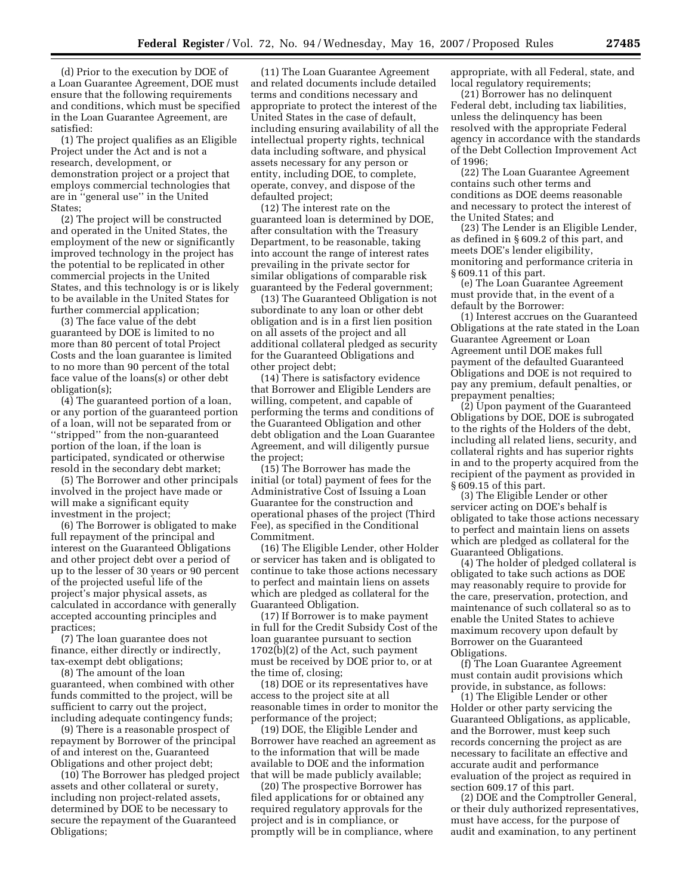(d) Prior to the execution by DOE of a Loan Guarantee Agreement, DOE must ensure that the following requirements and conditions, which must be specified in the Loan Guarantee Agreement, are satisfied:

(1) The project qualifies as an Eligible Project under the Act and is not a research, development, or demonstration project or a project that employs commercial technologies that are in ''general use'' in the United States;

(2) The project will be constructed and operated in the United States, the employment of the new or significantly improved technology in the project has the potential to be replicated in other commercial projects in the United States, and this technology is or is likely to be available in the United States for further commercial application;

(3) The face value of the debt guaranteed by DOE is limited to no more than 80 percent of total Project Costs and the loan guarantee is limited to no more than 90 percent of the total face value of the loans(s) or other debt obligation(s);

(4) The guaranteed portion of a loan, or any portion of the guaranteed portion of a loan, will not be separated from or ''stripped'' from the non-guaranteed portion of the loan, if the loan is participated, syndicated or otherwise resold in the secondary debt market;

(5) The Borrower and other principals involved in the project have made or will make a significant equity investment in the project;

(6) The Borrower is obligated to make full repayment of the principal and interest on the Guaranteed Obligations and other project debt over a period of up to the lesser of 30 years or 90 percent of the projected useful life of the project's major physical assets, as calculated in accordance with generally accepted accounting principles and practices;

(7) The loan guarantee does not finance, either directly or indirectly, tax-exempt debt obligations;

(8) The amount of the loan guaranteed, when combined with other funds committed to the project, will be sufficient to carry out the project, including adequate contingency funds;

(9) There is a reasonable prospect of repayment by Borrower of the principal and interest on the, Guaranteed Obligations and other project debt;

(10) The Borrower has pledged project assets and other collateral or surety, including non project-related assets, determined by DOE to be necessary to secure the repayment of the Guaranteed Obligations;

(11) The Loan Guarantee Agreement and related documents include detailed terms and conditions necessary and appropriate to protect the interest of the United States in the case of default, including ensuring availability of all the intellectual property rights, technical data including software, and physical assets necessary for any person or entity, including DOE, to complete, operate, convey, and dispose of the defaulted project;

(12) The interest rate on the guaranteed loan is determined by DOE, after consultation with the Treasury Department, to be reasonable, taking into account the range of interest rates prevailing in the private sector for similar obligations of comparable risk guaranteed by the Federal government;

(13) The Guaranteed Obligation is not subordinate to any loan or other debt obligation and is in a first lien position on all assets of the project and all additional collateral pledged as security for the Guaranteed Obligations and other project debt;

(14) There is satisfactory evidence that Borrower and Eligible Lenders are willing, competent, and capable of performing the terms and conditions of the Guaranteed Obligation and other debt obligation and the Loan Guarantee Agreement, and will diligently pursue the project;

(15) The Borrower has made the initial (or total) payment of fees for the Administrative Cost of Issuing a Loan Guarantee for the construction and operational phases of the project (Third Fee), as specified in the Conditional Commitment.

(16) The Eligible Lender, other Holder or servicer has taken and is obligated to continue to take those actions necessary to perfect and maintain liens on assets which are pledged as collateral for the Guaranteed Obligation.

(17) If Borrower is to make payment in full for the Credit Subsidy Cost of the loan guarantee pursuant to section 1702(b)(2) of the Act, such payment must be received by DOE prior to, or at the time of, closing;

(18) DOE or its representatives have access to the project site at all reasonable times in order to monitor the performance of the project;

(19) DOE, the Eligible Lender and Borrower have reached an agreement as to the information that will be made available to DOE and the information that will be made publicly available;

(20) The prospective Borrower has filed applications for or obtained any required regulatory approvals for the project and is in compliance, or promptly will be in compliance, where appropriate, with all Federal, state, and local regulatory requirements;

(21) Borrower has no delinquent Federal debt, including tax liabilities, unless the delinquency has been resolved with the appropriate Federal agency in accordance with the standards of the Debt Collection Improvement Act of 1996;

(22) The Loan Guarantee Agreement contains such other terms and conditions as DOE deems reasonable and necessary to protect the interest of the United States; and

(23) The Lender is an Eligible Lender, as defined in § 609.2 of this part, and meets DOE's lender eligibility, monitoring and performance criteria in § 609.11 of this part.

(e) The Loan Guarantee Agreement must provide that, in the event of a default by the Borrower:

(1) Interest accrues on the Guaranteed Obligations at the rate stated in the Loan Guarantee Agreement or Loan Agreement until DOE makes full payment of the defaulted Guaranteed Obligations and DOE is not required to pay any premium, default penalties, or prepayment penalties;

(2) Upon payment of the Guaranteed Obligations by DOE, DOE is subrogated to the rights of the Holders of the debt, including all related liens, security, and collateral rights and has superior rights in and to the property acquired from the recipient of the payment as provided in § 609.15 of this part.

(3) The Eligible Lender or other servicer acting on DOE's behalf is obligated to take those actions necessary to perfect and maintain liens on assets which are pledged as collateral for the Guaranteed Obligations.

(4) The holder of pledged collateral is obligated to take such actions as DOE may reasonably require to provide for the care, preservation, protection, and maintenance of such collateral so as to enable the United States to achieve maximum recovery upon default by Borrower on the Guaranteed Obligations.

(f) The Loan Guarantee Agreement must contain audit provisions which provide, in substance, as follows:

(1) The Eligible Lender or other Holder or other party servicing the Guaranteed Obligations, as applicable, and the Borrower, must keep such records concerning the project as are necessary to facilitate an effective and accurate audit and performance evaluation of the project as required in section 609.17 of this part.

(2) DOE and the Comptroller General, or their duly authorized representatives, must have access, for the purpose of audit and examination, to any pertinent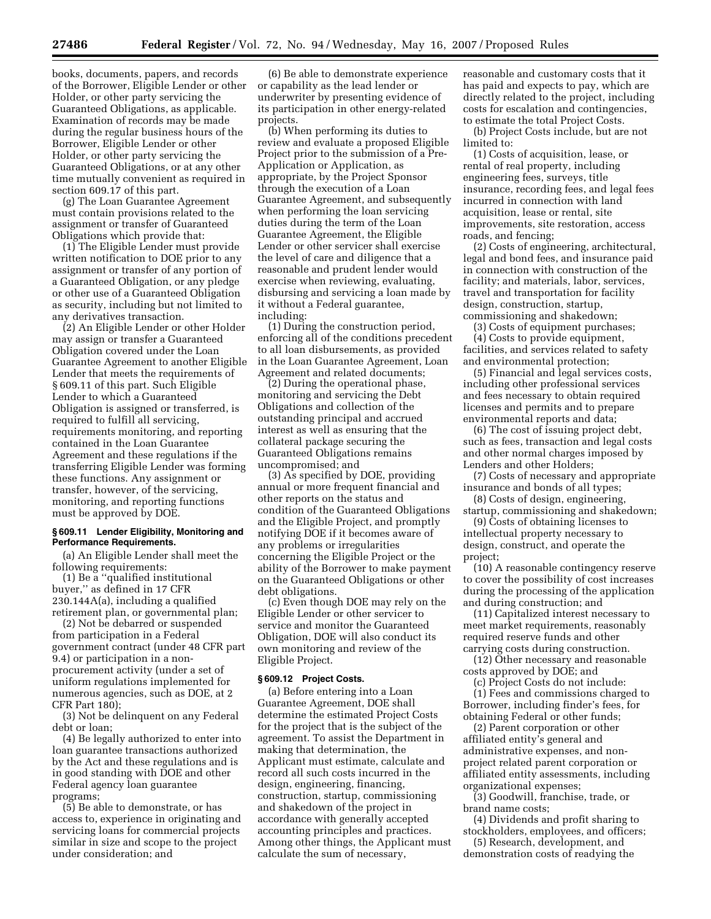books, documents, papers, and records of the Borrower, Eligible Lender or other Holder, or other party servicing the Guaranteed Obligations, as applicable. Examination of records may be made during the regular business hours of the Borrower, Eligible Lender or other Holder, or other party servicing the Guaranteed Obligations, or at any other time mutually convenient as required in section 609.17 of this part.

(g) The Loan Guarantee Agreement must contain provisions related to the assignment or transfer of Guaranteed Obligations which provide that:

(1) The Eligible Lender must provide written notification to DOE prior to any assignment or transfer of any portion of a Guaranteed Obligation, or any pledge or other use of a Guaranteed Obligation as security, including but not limited to any derivatives transaction.

(2) An Eligible Lender or other Holder may assign or transfer a Guaranteed Obligation covered under the Loan Guarantee Agreement to another Eligible Lender that meets the requirements of § 609.11 of this part. Such Eligible Lender to which a Guaranteed Obligation is assigned or transferred, is required to fulfill all servicing, requirements monitoring, and reporting contained in the Loan Guarantee Agreement and these regulations if the transferring Eligible Lender was forming these functions. Any assignment or transfer, however, of the servicing, monitoring, and reporting functions must be approved by DOE.

### § 609.11 Lender Eligibility, Monitoring and Performance Requirements.

(a) An Eligible Lender shall meet the following requirements:

(1) Be a "qualified institutional buyer," as defined in 17 CFR 230.144A(a), including a qualified retirement plan, or governmental plan;

(2) Not be debarred or suspended from participation in a Federal government contract (under 48 CFR part 9.4) or participation in a non-procurement activity (under a set of uniform regulations implemented for numerous agencies, such as DOE, at 2 CFR Part 180);

(3) Not be delinquent on any Federal debt or loan;

(4) Be legally authorized to enter into loan guarantee transactions authorized by the Act and these regulations and is in good standing with DOE and other Federal agency loan guarantee programs;

(5) Be able to demonstrate, or has access to, experience in originating and servicing loans for commercial projects similar in size and scope to the project under consideration; and

(6) Be able to demonstrate experience or capability as the lead lender or underwriter by presenting evidence of its participation in other energy-related projects.

(b) When performing its duties to review and evaluate a proposed Eligible Project prior to the submission of a Pre-Application or Application, as appropriate, by the Project Sponsor through the execution of a Loan Guarantee Agreement, and subsequently when performing the loan servicing duties during the term of the Loan Guarantee Agreement, the Eligible Lender or other servicer shall exercise the level of care and diligence that a reasonable and prudent lender would exercise when reviewing, evaluating, disbursing and servicing a loan made by it without a Federal guarantee, including:

(1) During the construction period, enforcing all of the conditions precedent to all loan disbursements, as provided in the Loan Guarantee Agreement, Loan Agreement and related documents;

(2) During the operational phase, monitoring and servicing the Debt Obligations and collection of the outstanding principal and accrued interest as well as ensuring that the collateral package securing the Guaranteed Obligations remains uncompromised; and

(3) As specified by DOE, providing annual or more frequent financial and other reports on the status and condition of the Guaranteed Obligations and the Eligible Project, and promptly notifying DOE if it becomes aware of any problems or irregularities concerning the Eligible Project or the ability of the Borrower to make payment on the Guaranteed Obligations or other debt obligations.

(c) Even though DOE may rely on the Eligible Lender or other servicer to service and monitor the Guaranteed Obligation, DOE will also conduct its own monitoring and review of the Eligible Project.

### § 609.12 Project Costs.

(a) Before entering into a Loan Guarantee Agreement, DOE shall determine the estimated Project Costs for the project that is the subject of the agreement. To assist the Department in making that determination, the Applicant must estimate, calculate and record all such costs incurred in the design, engineering, financing, construction, startup, commissioning and shakedown of the project in accordance with generally accepted accounting principles and practices. Among other things, the Applicant must calculate the sum of necessary, reasonable and customary costs that it has paid and expects to pay, which are directly related to the project, including costs for escalation and contingencies, to estimate the total Project Costs.

(b) Project Costs include, but are not limited to:

(1) Costs of acquisition, lease, or rental of real property, including engineering fees, surveys, title insurance, recording fees, and legal fees incurred in connection with land acquisition, lease or rental, site improvements, site restoration, access roads, and fencing;

(2) Costs of engineering, architectural, legal and bond fees, and insurance paid in connection with construction of the facility; and materials, labor, services, travel and transportation for facility design, construction, startup, commissioning and shakedown;

(3) Costs of equipment purchases;

(4) Costs to provide equipment, facilities, and services related to safety and environmental protection;

(5) Financial and legal services costs, including other professional services and fees necessary to obtain required licenses and permits and to prepare environmental reports and data;

(6) The cost of issuing project debt, such as fees, transaction and legal costs and other normal charges imposed by Lenders and other Holders;

(7) Costs of necessary and appropriate insurance and bonds of all types;

(8) Costs of design, engineering, startup, commissioning and shakedown;

(9) Costs of obtaining licenses to intellectual property necessary to design, construct, and operate the project;

(10) A reasonable contingency reserve to cover the possibility of cost increases during the processing of the application and during construction; and

(11) Capitalized interest necessary to meet market requirements, reasonably required reserve funds and other carrying costs during construction.

(12) Other necessary and reasonable costs approved by DOE; and

(c) Project Costs do not include:

(1) Fees and commissions charged to Borrower, including finder's fees, for obtaining Federal or other funds;

(2) Parent corporation or other affiliated entity's general and administrative expenses, and non-project related parent corporation or affiliated entity assessments, including organizational expenses;

(3) Goodwill, franchise, trade, or brand name costs;

(4) Dividends and profit sharing to stockholders, employees, and officers;

(5) Research, development, and demonstration costs of readying the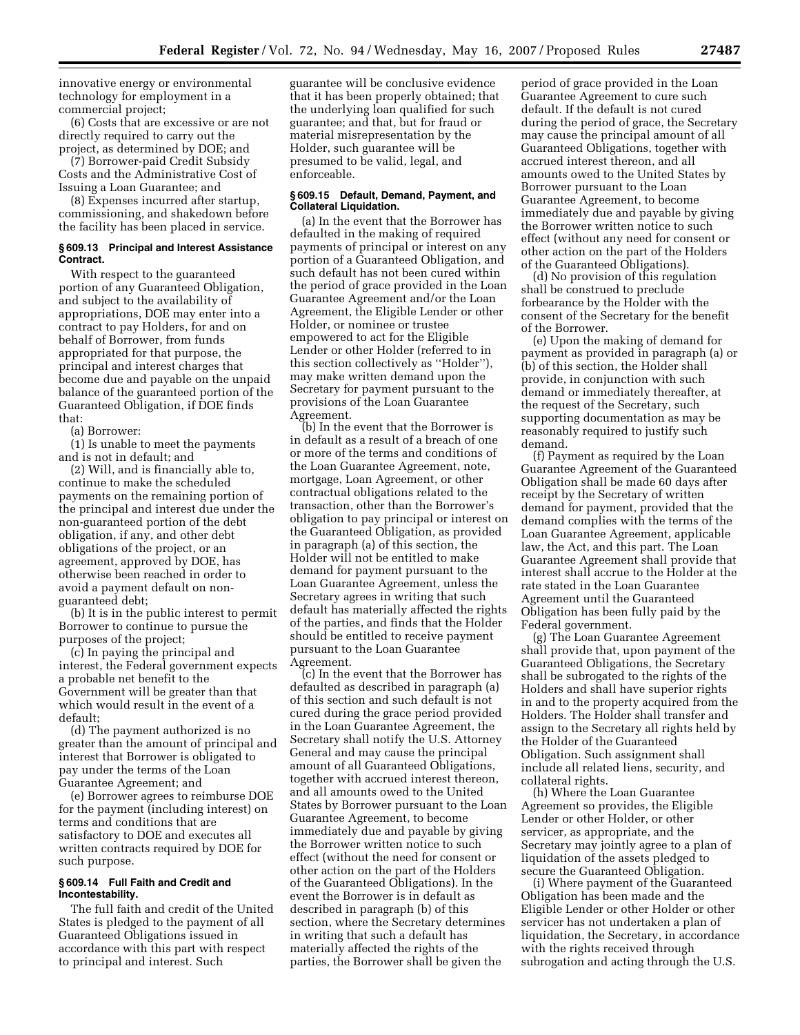innovative energy or environmental technology for employment in a commercial project;

(6) Costs that are excessive or are not directly required to carry out the project, as determined by DOE; and

(7) Borrower-paid Credit Subsidy Costs and the Administrative Cost of Issuing a Loan Guarantee; and

(8) Expenses incurred after startup, commissioning, and shakedown before the facility has been placed in service.

### § 609.13 Principal and Interest Assistance Contract.

With respect to the guaranteed portion of any Guaranteed Obligation, and subject to the availability of appropriations, DOE may enter into a contract to pay Holders, for and on behalf of Borrower, from funds appropriated for that purpose, the principal and interest charges that become due and payable on the unpaid balance of the guaranteed portion of the Guaranteed Obligation, if DOE finds that:

(a) Borrower:

(1) Is unable to meet the payments and is not in default; and

(2) Will, and is financially able to, continue to make the scheduled payments on the remaining portion of the principal and interest due under the non-guaranteed portion of the debt obligation, if any, and other debt obligations of the project, or an agreement, approved by DOE, has otherwise been reached in order to avoid a payment default on non-guaranteed debt;

(b) It is in the public interest to permit Borrower to continue to pursue the purposes of the project;

(c) In paying the principal and interest, the Federal government expects a probable net benefit to the Government will be greater than that which would result in the event of a default;

(d) The payment authorized is no greater than the amount of principal and interest that Borrower is obligated to pay under the terms of the Loan Guarantee Agreement; and

(e) Borrower agrees to reimburse DOE for the payment (including interest) on terms and conditions that are satisfactory to DOE and executes all written contracts required by DOE for such purpose.

### § 609.14 Full Faith and Credit and Incontestability.

The full faith and credit of the United States is pledged to the payment of all Guaranteed Obligations issued in accordance with this part with respect to principal and interest. Such guarantee will be conclusive evidence that it has been properly obtained; that the underlying loan qualified for such guarantee; and that, but for fraud or material misrepresentation by the Holder, such guarantee will be presumed to be valid, legal, and enforceable.

### § 609.15 Default, Demand, Payment, and Collateral Liquidation.

(a) In the event that the Borrower has defaulted in the making of required payments of principal or interest on any portion of a Guaranteed Obligation, and such default has not been cured within the period of grace provided in the Loan Guarantee Agreement and/or the Loan Agreement, the Eligible Lender or other Holder, or nominee or trustee empowered to act for the Eligible Lender or other Holder (referred to in this section collectively as ''Holder''), may make written demand upon the Secretary for payment pursuant to the provisions of the Loan Guarantee Agreement.

(b) In the event that the Borrower is in default as a result of a breach of one or more of the terms and conditions of the Loan Guarantee Agreement, note, mortgage, Loan Agreement, or other contractual obligations related to the transaction, other than the Borrower's obligation to pay principal or interest on the Guaranteed Obligation, as provided in paragraph (a) of this section, the Holder will not be entitled to make demand for payment pursuant to the Loan Guarantee Agreement, unless the Secretary agrees in writing that such default has materially affected the rights of the parties, and finds that the Holder should be entitled to receive payment pursuant to the Loan Guarantee Agreement.

(c) In the event that the Borrower has defaulted as described in paragraph (a) of this section and such default is not cured during the grace period provided in the Loan Guarantee Agreement, the Secretary shall notify the U.S. Attorney General and may cause the principal amount of all Guaranteed Obligations, together with accrued interest thereon, and all amounts owed to the United States by Borrower pursuant to the Loan Guarantee Agreement, to become immediately due and payable by giving the Borrower written notice to such effect (without the need for consent or other action on the part of the Holders of the Guaranteed Obligations). In the event the Borrower is in default as described in paragraph (b) of this section, where the Secretary determines in writing that such a default has materially affected the rights of the parties, the Borrower shall be given the period of grace provided in the Loan Guarantee Agreement to cure such default. If the default is not cured during the period of grace, the Secretary may cause the principal amount of all Guaranteed Obligations, together with accrued interest thereon, and all amounts owed to the United States by Borrower pursuant to the Loan Guarantee Agreement, to become immediately due and payable by giving the Borrower written notice to such effect (without any need for consent or other action on the part of the Holders of the Guaranteed Obligations).

(d) No provision of this regulation shall be construed to preclude forbearance by the Holder with the consent of the Secretary for the benefit of the Borrower.

(e) Upon the making of demand for payment as provided in paragraph (a) or (b) of this section, the Holder shall provide, in conjunction with such demand or immediately thereafter, at the request of the Secretary, such supporting documentation as may be reasonably required to justify such demand.

(f) Payment as required by the Loan Guarantee Agreement of the Guaranteed Obligation shall be made 60 days after receipt by the Secretary of written demand for payment, provided that the demand complies with the terms of the Loan Guarantee Agreement, applicable law, the Act, and this part. The Loan Guarantee Agreement shall provide that interest shall accrue to the Holder at the rate stated in the Loan Guarantee Agreement until the Guaranteed Obligation has been fully paid by the Federal government.

(g) The Loan Guarantee Agreement shall provide that, upon payment of the Guaranteed Obligations, the Secretary shall be subrogated to the rights of the Holders and shall have superior rights in and to the property acquired from the Holders. The Holder shall transfer and assign to the Secretary all rights held by the Holder of the Guaranteed Obligation. Such assignment shall include all related liens, security, and collateral rights.

(h) Where the Loan Guarantee Agreement so provides, the Eligible Lender or other Holder, or other servicer, as appropriate, and the Secretary may jointly agree to a plan of liquidation of the assets pledged to secure the Guaranteed Obligation.

(i) Where payment of the Guaranteed Obligation has been made and the Eligible Lender or other Holder or other servicer has not undertaken a plan of liquidation, the Secretary, in accordance with the rights received through subrogation and acting through the U.S.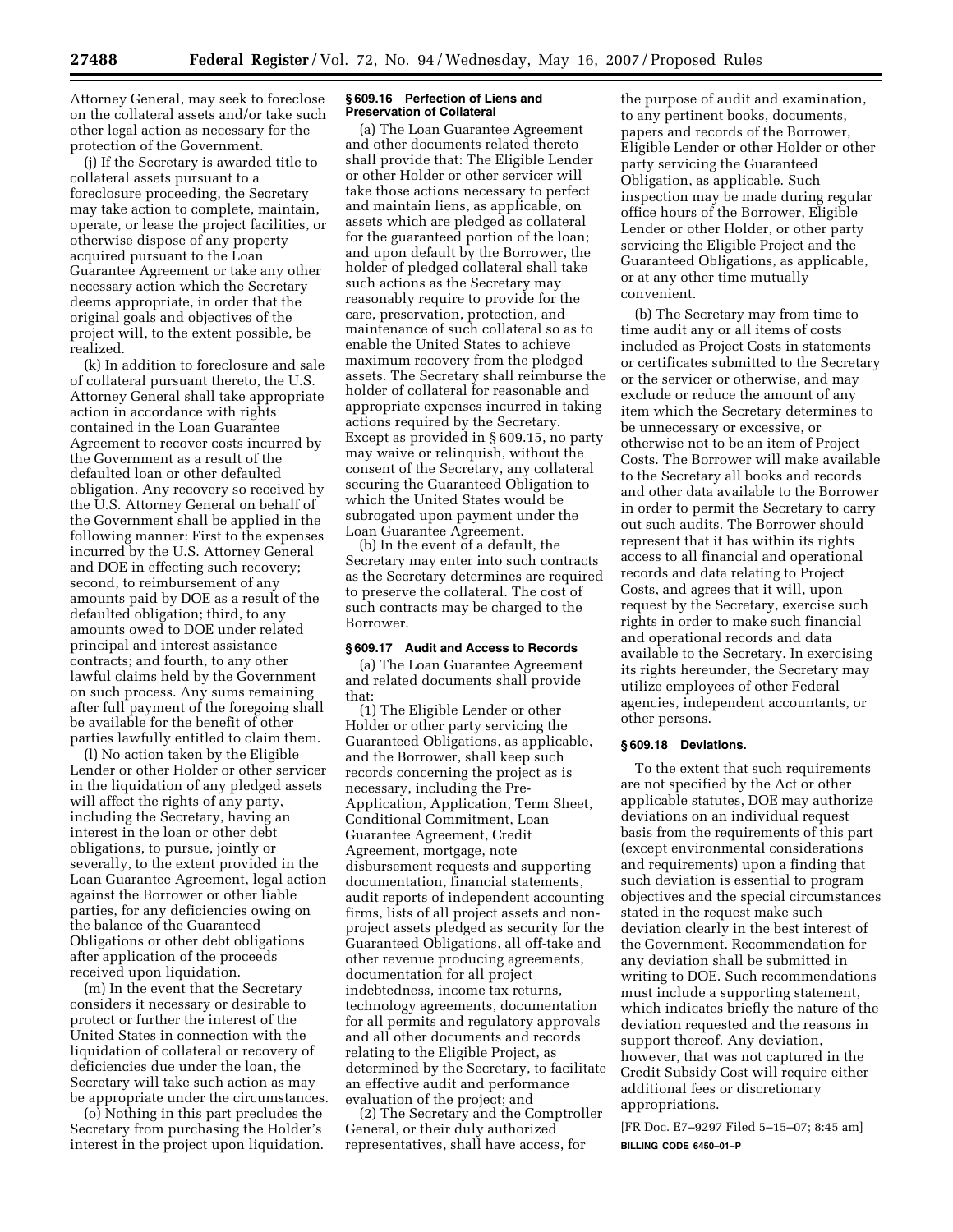Attorney General, may seek to foreclose on the collateral assets and/or take such other legal action as necessary for the protection of the Government.

(j) If the Secretary is awarded title to collateral assets pursuant to a foreclosure proceeding, the Secretary may take action to complete, maintain, operate, or lease the project facilities, or otherwise dispose of any property acquired pursuant to the Loan Guarantee Agreement or take any other necessary action which the Secretary deems appropriate, in order that the original goals and objectives of the project will, to the extent possible, be realized.

(k) In addition to foreclosure and sale of collateral pursuant thereto, the U.S. Attorney General shall take appropriate action in accordance with rights contained in the Loan Guarantee Agreement to recover costs incurred by the Government as a result of the defaulted loan or other defaulted obligation. Any recovery so received by the U.S. Attorney General on behalf of the Government shall be applied in the following manner: First to the expenses incurred by the U.S. Attorney General and DOE in effecting such recovery; second, to reimbursement of any amounts paid by DOE as a result of the defaulted obligation; third, to any amounts owed to DOE under related principal and interest assistance contracts; and fourth, to any other lawful claims held by the Government on such process. Any sums remaining after full payment of the foregoing shall be available for the benefit of other parties lawfully entitled to claim them.

(l) No action taken by the Eligible Lender or other Holder or other servicer in the liquidation of any pledged assets will affect the rights of any party, including the Secretary, having an interest in the loan or other debt obligations, to pursue, jointly or severally, to the extent provided in the Loan Guarantee Agreement, legal action against the Borrower or other liable parties, for any deficiencies owing on the balance of the Guaranteed Obligations or other debt obligations after application of the proceeds received upon liquidation.

(m) In the event that the Secretary considers it necessary or desirable to protect or further the interest of the United States in connection with the liquidation of collateral or recovery of deficiencies due under the loan, the Secretary will take such action as may be appropriate under the circumstances.

(o) Nothing in this part precludes the Secretary from purchasing the Holder's interest in the project upon liquidation.

### § 609.16 Perfection of Liens and Preservation of Collateral

(a) The Loan Guarantee Agreement and other documents related thereto shall provide that: The Eligible Lender or other Holder or other servicer will take those actions necessary to perfect and maintain liens, as applicable, on assets which are pledged as collateral for the guaranteed portion of the loan; and upon default by the Borrower, the holder of pledged collateral shall take such actions as the Secretary may reasonably require to provide for the care, preservation, protection, and maintenance of such collateral so as to enable the United States to achieve maximum recovery from the pledged assets. The Secretary shall reimburse the holder of collateral for reasonable and appropriate expenses incurred in taking actions required by the Secretary. Except as provided in § 609.15, no party may waive or relinquish, without the consent of the Secretary, any collateral securing the Guaranteed Obligation to which the United States would be subrogated upon payment under the Loan Guarantee Agreement.

(b) In the event of a default, the Secretary may enter into such contracts as the Secretary determines are required to preserve the collateral. The cost of such contracts may be charged to the Borrower.

### § 609.17 Audit and Access to Records

(a) The Loan Guarantee Agreement and related documents shall provide that:

(1) The Eligible Lender or other Holder or other party servicing the Guaranteed Obligations, as applicable, and the Borrower, shall keep such records concerning the project as is necessary, including the Pre-Application, Application, Term Sheet, Conditional Commitment, Loan Guarantee Agreement, Credit Agreement, mortgage, note disbursement requests and supporting documentation, financial statements, audit reports of independent accounting firms, lists of all project assets and non-project assets pledged as security for the Guaranteed Obligations, all off-take and other revenue producing agreements, documentation for all project indebtedness, income tax returns, technology agreements, documentation for all permits and regulatory approvals and all other documents and records relating to the Eligible Project, as determined by the Secretary, to facilitate an effective audit and performance evaluation of the project; and

(2) The Secretary and the Comptroller General, or their duly authorized representatives, shall have access, for the purpose of audit and examination, to any pertinent books, documents, papers and records of the Borrower, Eligible Lender or other Holder or other party servicing the Guaranteed Obligation, as applicable. Such inspection may be made during regular office hours of the Borrower, Eligible Lender or other Holder, or other party servicing the Eligible Project and the Guaranteed Obligations, as applicable, or at any other time mutually convenient.

(b) The Secretary may from time to time audit any or all items of costs included as Project Costs in statements or certificates submitted to the Secretary or the servicer or otherwise, and may exclude or reduce the amount of any item which the Secretary determines to be unnecessary or excessive, or otherwise not to be an item of Project Costs. The Borrower will make available to the Secretary all books and records and other data available to the Borrower in order to permit the Secretary to carry out such audits. The Borrower should represent that it has within its rights access to all financial and operational records and data relating to Project Costs, and agrees that it will, upon request by the Secretary, exercise such rights in order to make such financial and operational records and data available to the Secretary. In exercising its rights hereunder, the Secretary may utilize employees of other Federal agencies, independent accountants, or other persons.

### § 609.18 Deviations.

To the extent that such requirements are not specified by the Act or other applicable statutes, DOE may authorize deviations on an individual request basis from the requirements of this part (except environmental considerations and requirements) upon a finding that such deviation is essential to program objectives and the special circumstances stated in the request make such deviation clearly in the best interest of the Government. Recommendation for any deviation shall be submitted in writing to DOE. Such recommendations must include a supporting statement, which indicates briefly the nature of the deviation requested and the reasons in support thereof. Any deviation, however, that was not captured in the Credit Subsidy Cost will require either additional fees or discretionary appropriations.

[FR Doc. E7–9297 Filed 5–15–07; 8:45 am]

**BILLING CODE 6450–01–P**